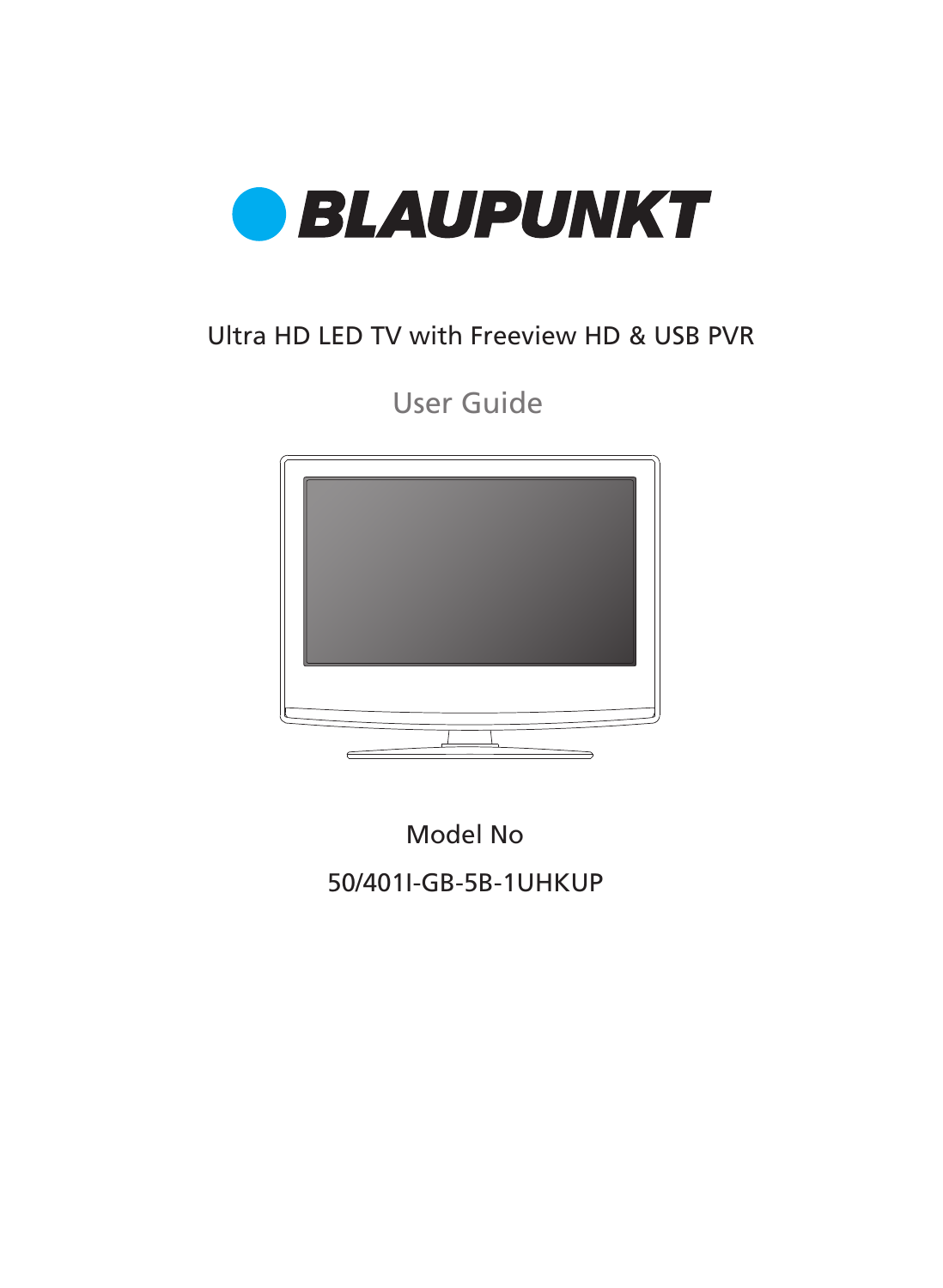# BLAUPUNKT

Ultra HD LED TV with Freeview HD & USB PVR

User Guide

Model No

50/401I-GB-5B-1UHKUP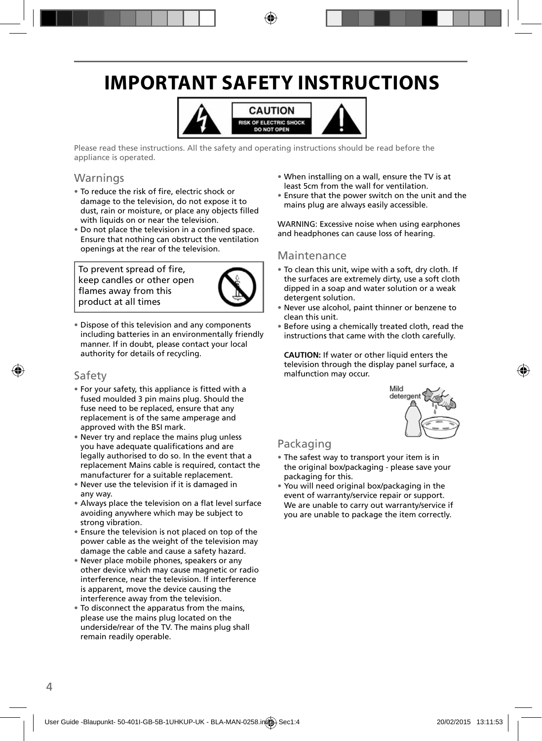# IMPORTANT SAFETY INSTRUCTIONS

CAUTION
RISK OF ELECTRIC SHOCK
DO NOT OPEN

Please read these instructions. All the safety and operating instructions should be read before the appliance is operated.

## Warnings

- To reduce the risk of fire, electric shock or damage to the television, do not expose it to dust, rain or moisture, or place any objects filled with liquids on or near the television.
- Do not place the television in a confined space. Ensure that nothing can obstruct the ventilation openings at the rear of the television.

To prevent spread of fire, keep candles or other open flames away from this product at all times

- Dispose of this television and any components including batteries in an environmentally friendly manner. If in doubt, please contact your local authority for details of recycling.

## Safety

- For your safety, this appliance is fitted with a fused moulded 3 pin mains plug. Should the fuse need to be replaced, ensure that any replacement is of the same amperage and approved with the BSI mark.
- Never try and replace the mains plug unless you have adequate qualifications and are legally authorised to do so. In the event that a replacement Mains cable is required, contact the manufacturer for a suitable replacement.
- Never use the television if it is damaged in any way.
- Always place the television on a flat level surface avoiding anywhere which may be subject to strong vibration.
- Ensure the television is not placed on top of the power cable as the weight of the television may damage the cable and cause a safety hazard.
- Never place mobile phones, speakers or any other device which may cause magnetic or radio interference, near the television. If interference is apparent, move the device causing the interference away from the television.
- To disconnect the apparatus from the mains, please use the mains plug located on the underside/rear of the TV. The mains plug shall remain readily operable.
- When installing on a wall, ensure the TV is at least 5cm from the wall for ventilation.
- Ensure that the power switch on the unit and the mains plug are always easily accessible.

WARNING: Excessive noise when using earphones and headphones can cause loss of hearing.

## Maintenance

- To clean this unit, wipe with a soft, dry cloth. If the surfaces are extremely dirty, use a soft cloth dipped in a soap and water solution or a weak detergent solution.
- Never use alcohol, paint thinner or benzene to clean this unit.
- Before using a chemically treated cloth, read the instructions that came with the cloth carefully.

**CAUTION:** If water or other liquid enters the television through the display panel surface, a malfunction may occur.

Mild detergent

## Packaging

- The safest way to transport your item is in the original box/packaging - please save your packaging for this.
- You will need original box/packaging in the event of warranty/service repair or support. We are unable to carry out warranty/service if you are unable to package the item correctly.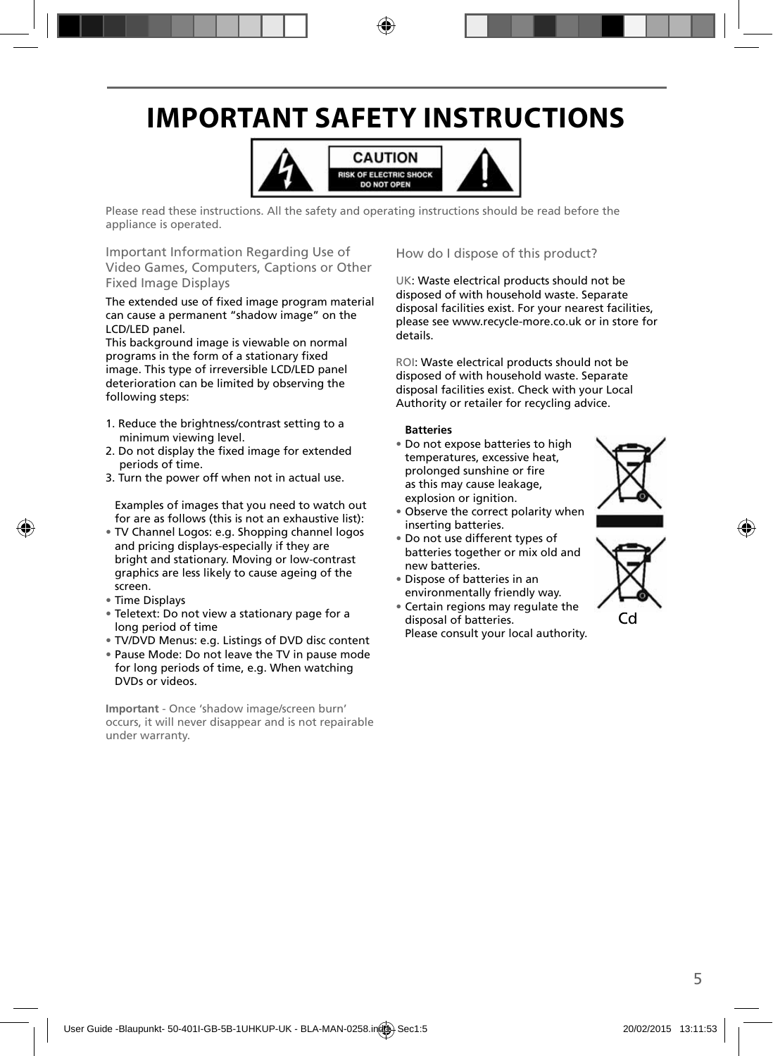# IMPORTANT SAFETY INSTRUCTIONS

CAUTION
RISK OF ELECTRIC SHOCK
DO NOT OPEN

Please read these instructions. All the safety and operating instructions should be read before the appliance is operated.

## Important Information Regarding Use of Video Games, Computers, Captions or Other Fixed Image Displays

The extended use of fixed image program material can cause a permanent "shadow image" on the LCD/LED panel.
This background image is viewable on normal programs in the form of a stationary fixed image. This type of irreversible LCD/LED panel deterioration can be limited by observing the following steps:

1. Reduce the brightness/contrast setting to a minimum viewing level.
2. Do not display the fixed image for extended periods of time.
3. Turn the power off when not in actual use.

Examples of images that you need to watch out for are as follows (this is not an exhaustive list):

- TV Channel Logos: e.g. Shopping channel logos and pricing displays-especially if they are bright and stationary. Moving or low-contrast graphics are less likely to cause ageing of the screen.
- Time Displays
- Teletext: Do not view a stationary page for a long period of time
- TV/DVD Menus: e.g. Listings of DVD disc content
- Pause Mode: Do not leave the TV in pause mode for long periods of time, e.g. When watching DVDs or videos.

**Important** - Once 'shadow image/screen burn' occurs, it will never disappear and is not repairable under warranty.

## How do I dispose of this product?

UK: Waste electrical products should not be disposed of with household waste. Separate disposal facilities exist. For your nearest facilities, please see www.recycle-more.co.uk or in store for details.

ROI: Waste electrical products should not be disposed of with household waste. Separate disposal facilities exist. Check with your Local Authority or retailer for recycling advice.

**Batteries**

- Do not expose batteries to high temperatures, excessive heat, prolonged sunshine or fire as this may cause leakage, explosion or ignition.
- Observe the correct polarity when inserting batteries.
- Do not use different types of batteries together or mix old and new batteries.
- Dispose of batteries in an environmentally friendly way.
- Certain regions may regulate the disposal of batteries.
  Please consult your local authority.

Cd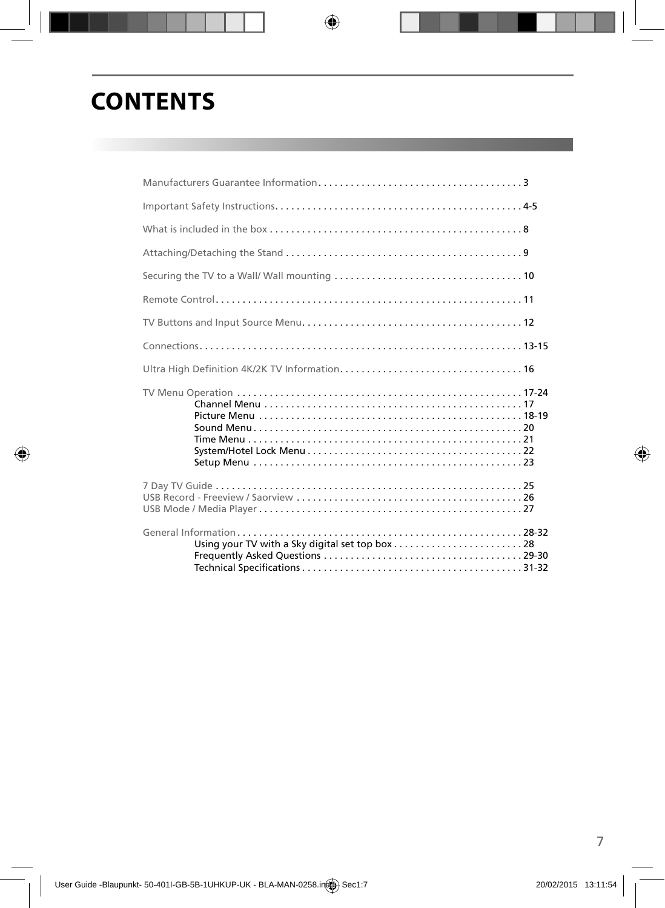# CONTENTS

Manufacturers Guarantee Information . . . . . . . . . . . . . . . . . . . . . . . . . . . . . . . . . . . . . . 3

Important Safety Instructions. . . . . . . . . . . . . . . . . . . . . . . . . . . . . . . . . . . . . . . . . . . . . . 4-5

What is included in the box . . . . . . . . . . . . . . . . . . . . . . . . . . . . . . . . . . . . . . . . . . . . . . . 8

Attaching/Detaching the Stand . . . . . . . . . . . . . . . . . . . . . . . . . . . . . . . . . . . . . . . . . . . . 9

Securing the TV to a Wall/ Wall mounting . . . . . . . . . . . . . . . . . . . . . . . . . . . . . . . . . . . 10

Remote Control. . . . . . . . . . . . . . . . . . . . . . . . . . . . . . . . . . . . . . . . . . . . . . . . . . . . . . . . . 11

TV Buttons and Input Source Menu. . . . . . . . . . . . . . . . . . . . . . . . . . . . . . . . . . . . . . . . . 12

Connections. . . . . . . . . . . . . . . . . . . . . . . . . . . . . . . . . . . . . . . . . . . . . . . . . . . . . . . . . . . . 13-15

Ultra High Definition 4K/2K TV Information. . . . . . . . . . . . . . . . . . . . . . . . . . . . . . . . . . 16

TV Menu Operation . . . . . . . . . . . . . . . . . . . . . . . . . . . . . . . . . . . . . . . . . . . . . . . . . . . . . 17-24
- Channel Menu . . . . . . . . . . . . . . . . . . . . . . . . . . . . . . . . . . . . . . . . . . . . . . . . 17
- Picture Menu . . . . . . . . . . . . . . . . . . . . . . . . . . . . . . . . . . . . . . . . . . . . . . . . . 18-19
- Sound Menu. . . . . . . . . . . . . . . . . . . . . . . . . . . . . . . . . . . . . . . . . . . . . . . . . . 20
- Time Menu . . . . . . . . . . . . . . . . . . . . . . . . . . . . . . . . . . . . . . . . . . . . . . . . . . . 21
- System/Hotel Lock Menu . . . . . . . . . . . . . . . . . . . . . . . . . . . . . . . . . . . . . . . . 22
- Setup Menu . . . . . . . . . . . . . . . . . . . . . . . . . . . . . . . . . . . . . . . . . . . . . . . . . . 23

7 Day TV Guide . . . . . . . . . . . . . . . . . . . . . . . . . . . . . . . . . . . . . . . . . . . . . . . . . . . . . . . . . 25
USB Record - Freeview / Saorview . . . . . . . . . . . . . . . . . . . . . . . . . . . . . . . . . . . . . . . . . . 26
USB Mode / Media Player . . . . . . . . . . . . . . . . . . . . . . . . . . . . . . . . . . . . . . . . . . . . . . . . . 27

General Information . . . . . . . . . . . . . . . . . . . . . . . . . . . . . . . . . . . . . . . . . . . . . . . . . . . . . 28-32
- Using your TV with a Sky digital set top box . . . . . . . . . . . . . . . . . . . . . . . . 28
- Frequently Asked Questions . . . . . . . . . . . . . . . . . . . . . . . . . . . . . . . . . . . . . 29-30
- Technical Specifications . . . . . . . . . . . . . . . . . . . . . . . . . . . . . . . . . . . . . . . . . 31-32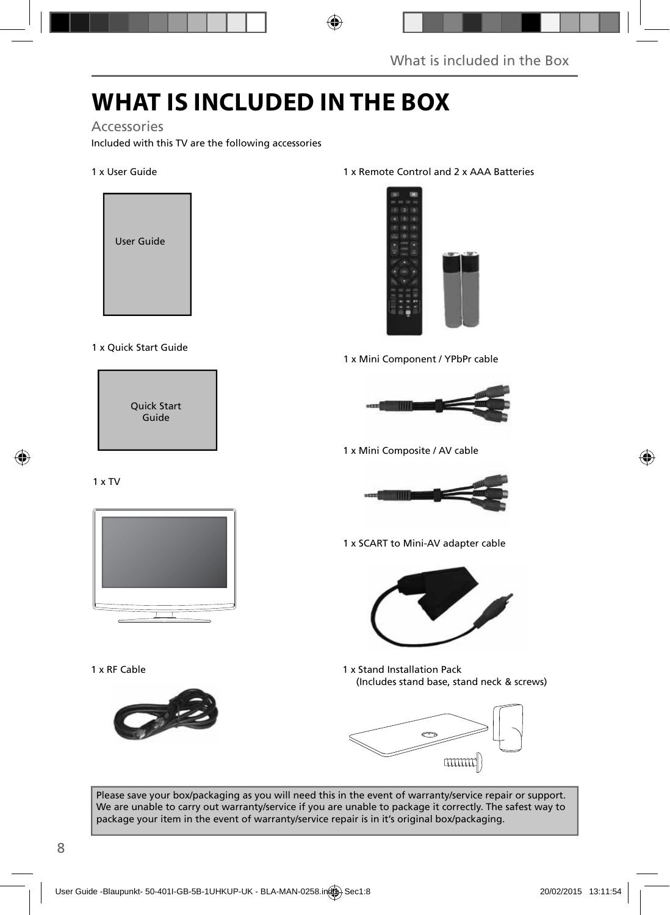# WHAT IS INCLUDED IN THE BOX

## Accessories

Included with this TV are the following accessories

1 x User Guide

User Guide

1 x Quick Start Guide

Quick Start Guide

1 x TV

1 x RF Cable

1 x Remote Control and 2 x AAA Batteries

1 x Mini Component / YPbPr cable

1 x Mini Composite / AV cable

1 x SCART to Mini-AV adapter cable

1 x Stand Installation Pack
(Includes stand base, stand neck & screws)

Please save your box/packaging as you will need this in the event of warranty/service repair or support. We are unable to carry out warranty/service if you are unable to package it correctly. The safest way to package your item in the event of warranty/service repair is in it's original box/packaging.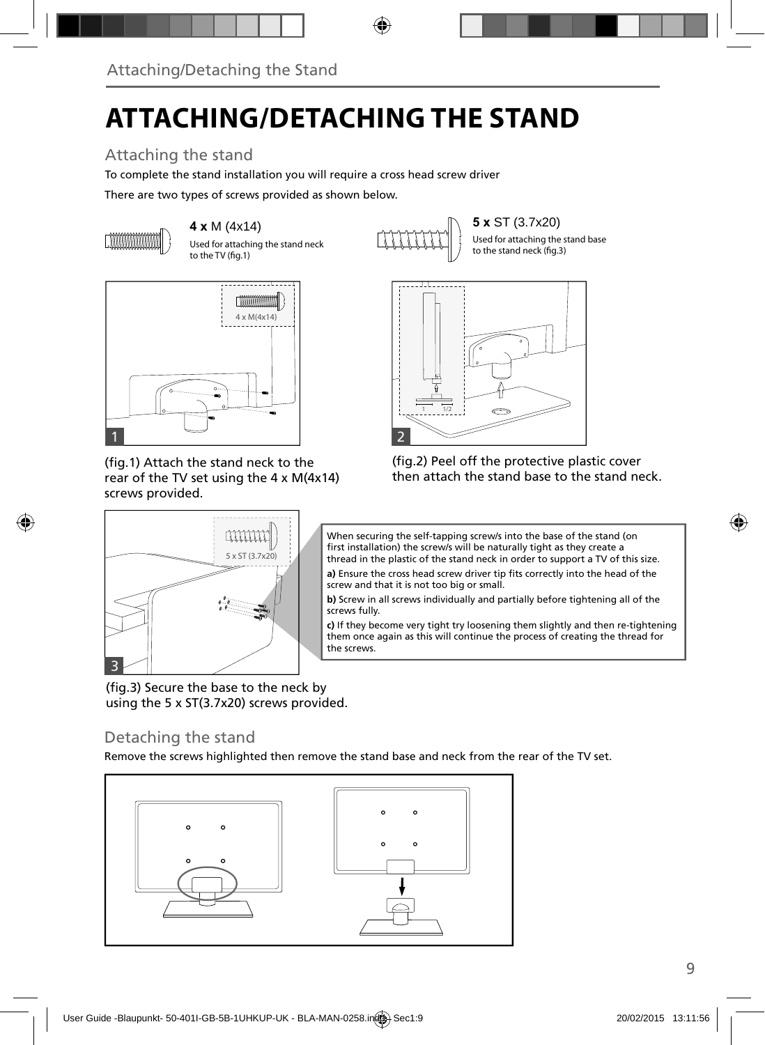# ATTACHING/DETACHING THE STAND

## Attaching the stand

To complete the stand installation you will require a cross head screw driver

There are two types of screws provided as shown below.

**4 x** M (4x14)

Used for attaching the stand neck to the TV (fig.1)

**5 x** ST (3.7x20)

Used for attaching the stand base to the stand neck (fig.3)

4 x M(4x14)

1

(fig.1) Attach the stand neck to the rear of the TV set using the 4 x M(4x14) screws provided.

2

(fig.2) Peel off the protective plastic cover then attach the stand base to the stand neck.

5 x ST (3.7x20)

3

When securing the self-tapping screw/s into the base of the stand (on first installation) the screw/s will be naturally tight as they create a thread in the plastic of the stand neck in order to support a TV of this size.

**a)** Ensure the cross head screw driver tip fits correctly into the head of the screw and that it is not too big or small.

**b)** Screw in all screws individually and partially before tightening all of the screws fully.

**c)** If they become very tight try loosening them slightly and then re-tightening them once again as this will continue the process of creating the thread for the screws.

(fig.3) Secure the base to the neck by using the 5 x ST(3.7x20) screws provided.

## Detaching the stand

Remove the screws highlighted then remove the stand base and neck from the rear of the TV set.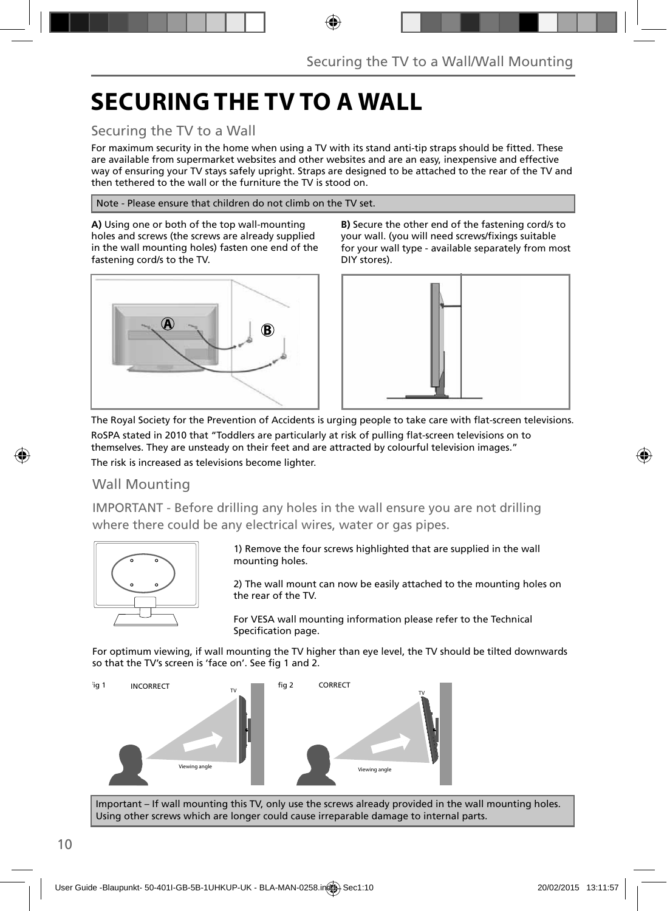# SECURING THE TV TO A WALL

## Securing the TV to a Wall

For maximum security in the home when using a TV with its stand anti-tip straps should be fitted. These are available from supermarket websites and other websites and are an easy, inexpensive and effective way of ensuring your TV stays safely upright. Straps are designed to be attached to the rear of the TV and then tethered to the wall or the furniture the TV is stood on.

Note - Please ensure that children do not climb on the TV set.

**A)** Using one or both of the top wall-mounting holes and screws (the screws are already supplied in the wall mounting holes) fasten one end of the fastening cord/s to the TV.

**B)** Secure the other end of the fastening cord/s to your wall. (you will need screws/fixings suitable for your wall type - available separately from most DIY stores).

A

B

The Royal Society for the Prevention of Accidents is urging people to take care with flat-screen televisions.

RoSPA stated in 2010 that “Toddlers are particularly at risk of pulling flat-screen televisions on to themselves. They are unsteady on their feet and are attracted by colourful television images.”

The risk is increased as televisions become lighter.

## Wall Mounting

IMPORTANT - Before drilling any holes in the wall ensure you are not drilling where there could be any electrical wires, water or gas pipes.

1) Remove the four screws highlighted that are supplied in the wall mounting holes.

2) The wall mount can now be easily attached to the mounting holes on the rear of the TV.

For VESA wall mounting information please refer to the Technical Specification page.

For optimum viewing, if wall mounting the TV higher than eye level, the TV should be tilted downwards so that the TV’s screen is ‘face on’. See fig 1 and 2.

fig 1 INCORRECT

TV

Viewing angle

fig 2 CORRECT

TV

Viewing angle

Important – If wall mounting this TV, only use the screws already provided in the wall mounting holes. Using other screws which are longer could cause irreparable damage to internal parts.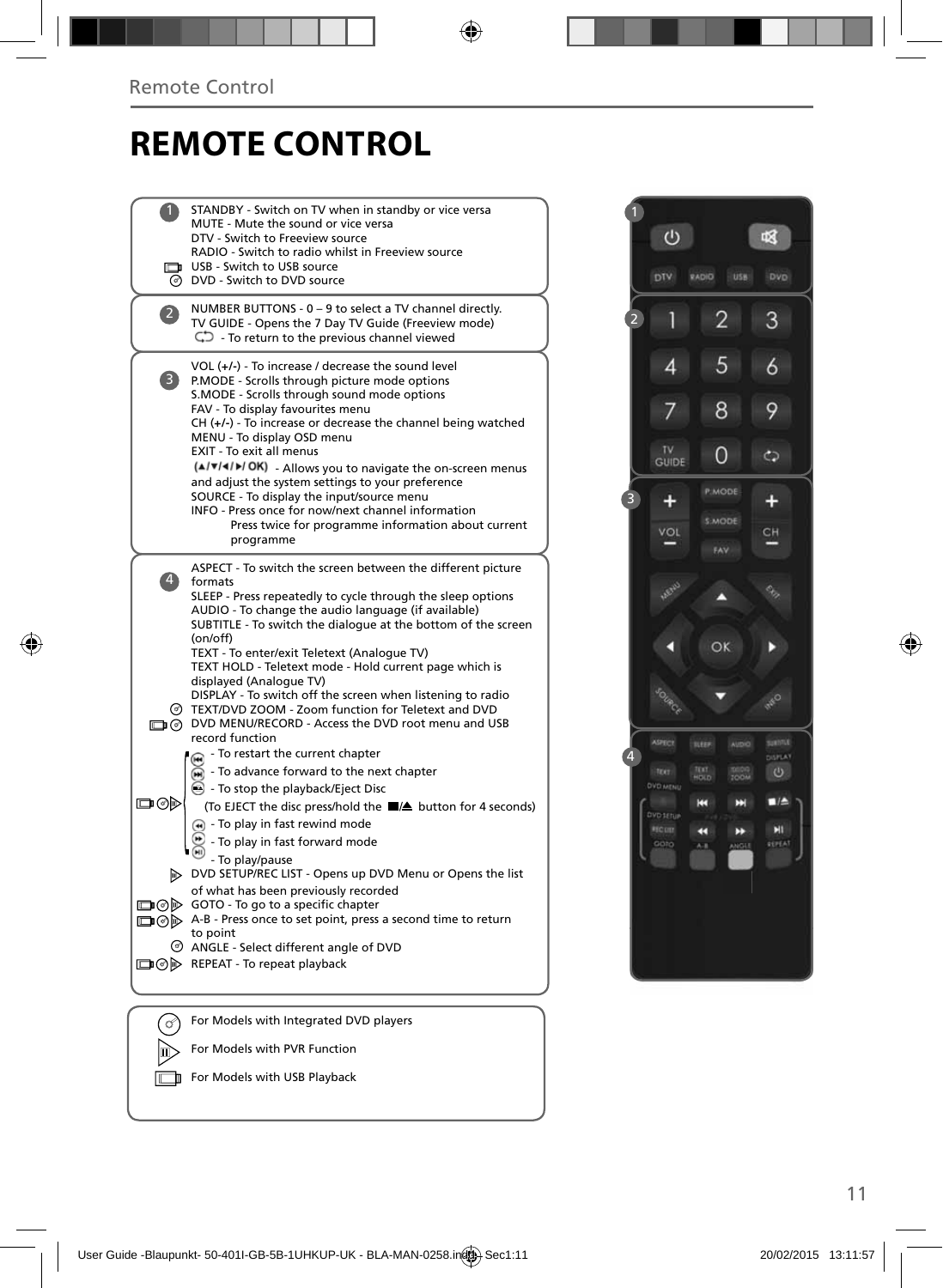# REMOTE CONTROL

**1**

STANDBY - Switch on TV when in standby or vice versa
MUTE - Mute the sound or vice versa
DTV - Switch to Freeview source
RADIO - Switch to radio whilst in Freeview source
USB - Switch to USB source
DVD - Switch to DVD source

**2**

NUMBER BUTTONS - 0 – 9 to select a TV channel directly.
TV GUIDE - Opens the 7 Day TV Guide (Freeview mode)
- To return to the previous channel viewed

**3**

VOL (+/-) - To increase / decrease the sound level
P.MODE - Scrolls through picture mode options
S.MODE - Scrolls through sound mode options
FAV - To display favourites menu
CH (+/-) - To increase or decrease the channel being watched
MENU - To display OSD menu
EXIT - To exit all menus
(▲/▼/◄/►/ OK) - Allows you to navigate the on-screen menus and adjust the system settings to your preference
SOURCE - To display the input/source menu
INFO - Press once for now/next channel information
Press twice for programme information about current programme

**4**

ASPECT - To switch the screen between the different picture formats
SLEEP - Press repeatedly to cycle through the sleep options
AUDIO - To change the audio language (if available)
SUBTITLE - To switch the dialogue at the bottom of the screen (on/off)
TEXT - To enter/exit Teletext (Analogue TV)
TEXT HOLD - Teletext mode - Hold current page which is displayed (Analogue TV)
DISPLAY - To switch off the screen when listening to radio
TEXT/DVD ZOOM - Zoom function for Teletext and DVD
DVD MENU/RECORD - Access the DVD root menu and USB record function
- To restart the current chapter
- To advance forward to the next chapter
- To stop the playback/Eject Disc
(To EJECT the disc press/hold the ■/▲ button for 4 seconds)
- To play in fast rewind mode
- To play in fast forward mode
- To play/pause
DVD SETUP/REC LIST - Opens up DVD Menu or Opens the list of what has been previously recorded
GOTO - To go to a specific chapter
A-B - Press once to set point, press a second time to return to point
ANGLE - Select different angle of DVD
REPEAT - To repeat playback

For Models with Integrated DVD players
For Models with PVR Function
For Models with USB Playback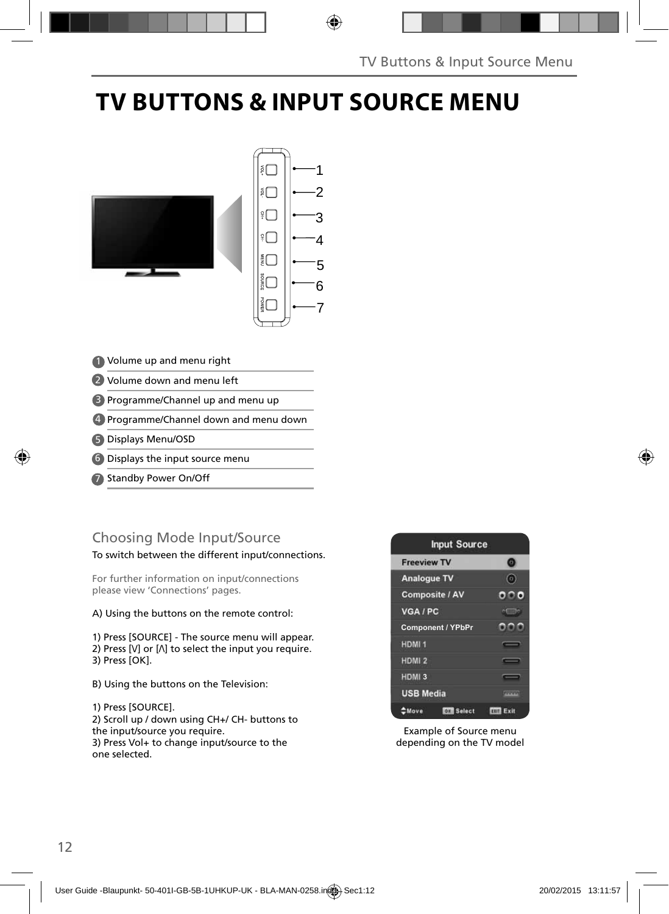# TV BUTTONS & INPUT SOURCE MENU

VOL+
VOL-
CH+
CH-
MENU
SOURCE
POWER

1
2
3
4
5
6
7

1. Volume up and menu right
2. Volume down and menu left
3. Programme/Channel up and menu up
4. Programme/Channel down and menu down
5. Displays Menu/OSD
6. Displays the input source menu
7. Standby Power On/Off

## Choosing Mode Input/Source

To switch between the different input/connections.

For further information on input/connections please view 'Connections' pages.

A) Using the buttons on the remote control:

1) Press [SOURCE] - The source menu will appear.
2) Press [V] or [Λ] to select the input you require.
3) Press [OK].

B) Using the buttons on the Television:

1) Press [SOURCE].
2) Scroll up / down using CH+/ CH- buttons to the input/source you require.
3) Press Vol+ to change input/source to the one selected.

Input Source
Freeview TV
Analogue TV
Composite / AV
VGA / PC
Component / YPbPr
HDMI 1
HDMI 2
HDMI 3
USB Media
Move
OK Select
EXIT Exit

Example of Source menu depending on the TV model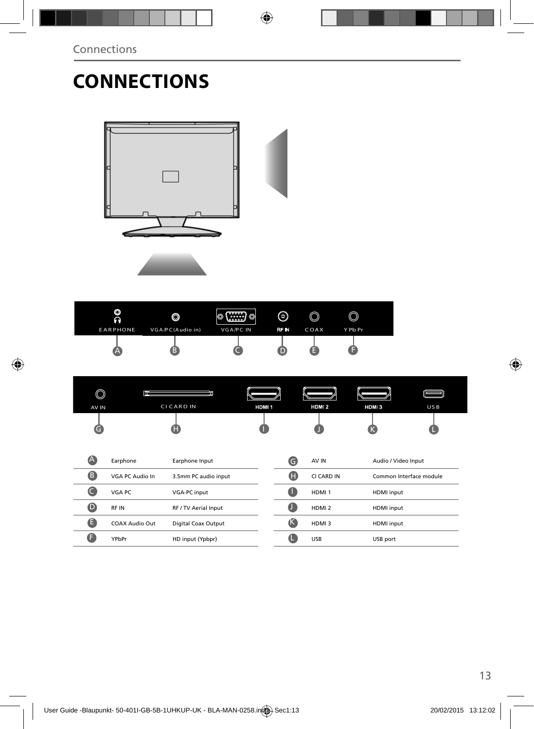# CONNECTIONS

EARPHONE   VGA/PC(Audio in)   VGA/PC IN   RF IN   COAX   Y Pb Pr

A   B   C   D   E   F

AV IN   CI CARD IN   HDMI 1   HDMI 2   HDMI 3   USB

G   H   I   J   K   L

| | | |
|---|---|---|
| A | Earphone | Earphone Input |
| B | VGA PC Audio In | 3.5mm PC audio input |
| C | VGA PC | VGA-PC input |
| D | RF IN | RF / TV Aerial Input |
| E | COAX Audio Out | Digital Coax Output |
| F | YPbPr | HD input (Ypbpr) |

| | | |
|---|---|---|
| G | AV IN | Audio / Video Input |
| H | CI CARD IN | Common Interface module |
| I | HDMI 1 | HDMI input |
| J | HDMI 2 | HDMI input |
| K | HDMI 3 | HDMI input |
| L | USB | USB port |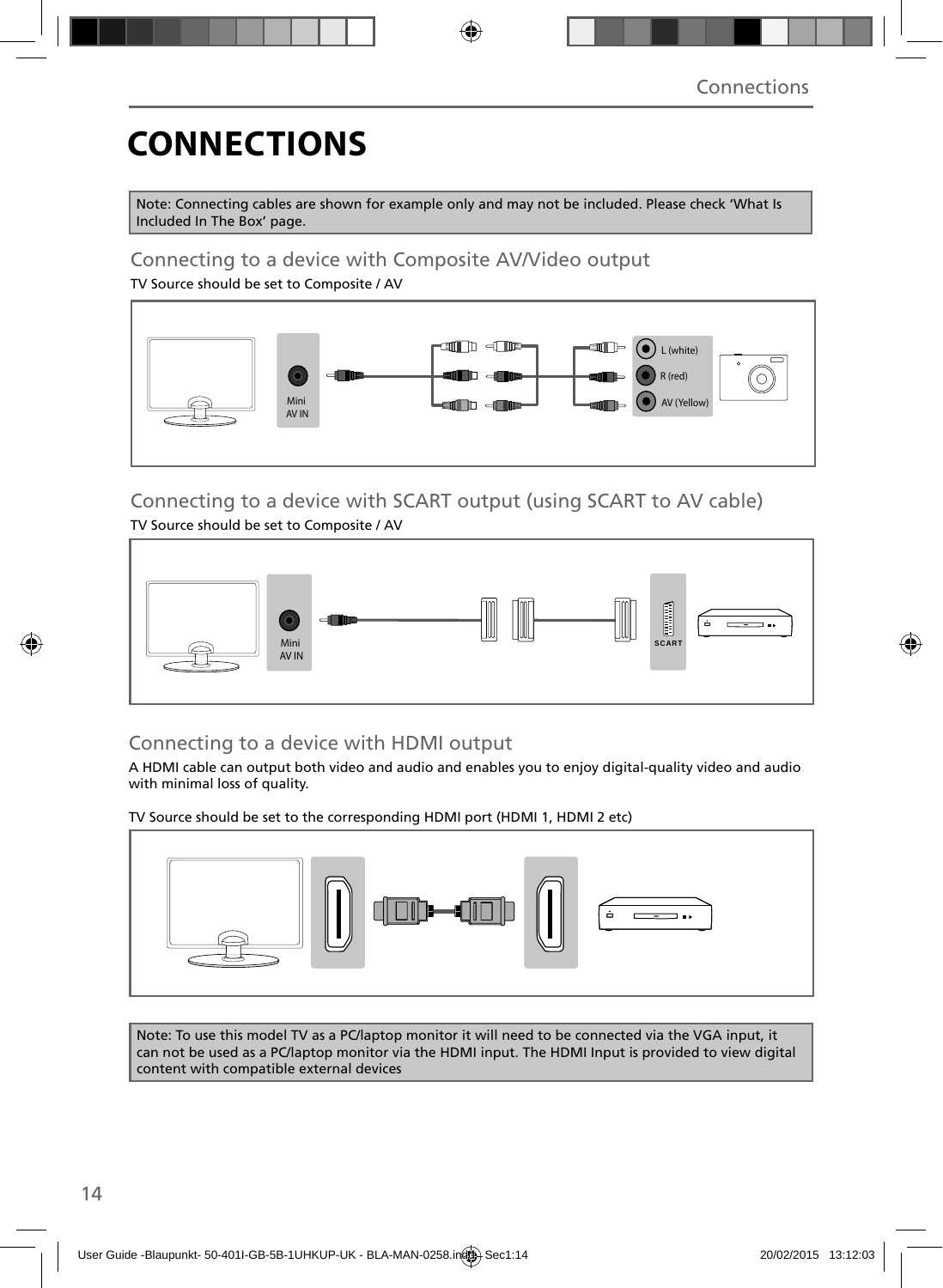# CONNECTIONS

Note: Connecting cables are shown for example only and may not be included. Please check 'What Is Included In The Box' page.

## Connecting to a device with Composite AV/Video output

TV Source should be set to Composite / AV

Mini AV IN

L (white)

R (red)

AV (Yellow)

## Connecting to a device with SCART output (using SCART to AV cable)

TV Source should be set to Composite / AV

Mini AV IN

SCART

## Connecting to a device with HDMI output

A HDMI cable can output both video and audio and enables you to enjoy digital-quality video and audio with minimal loss of quality.

TV Source should be set to the corresponding HDMI port (HDMI 1, HDMI 2 etc)

Note: To use this model TV as a PC/laptop monitor it will need to be connected via the VGA input, it can not be used as a PC/laptop monitor via the HDMI input. The HDMI Input is provided to view digital content with compatible external devices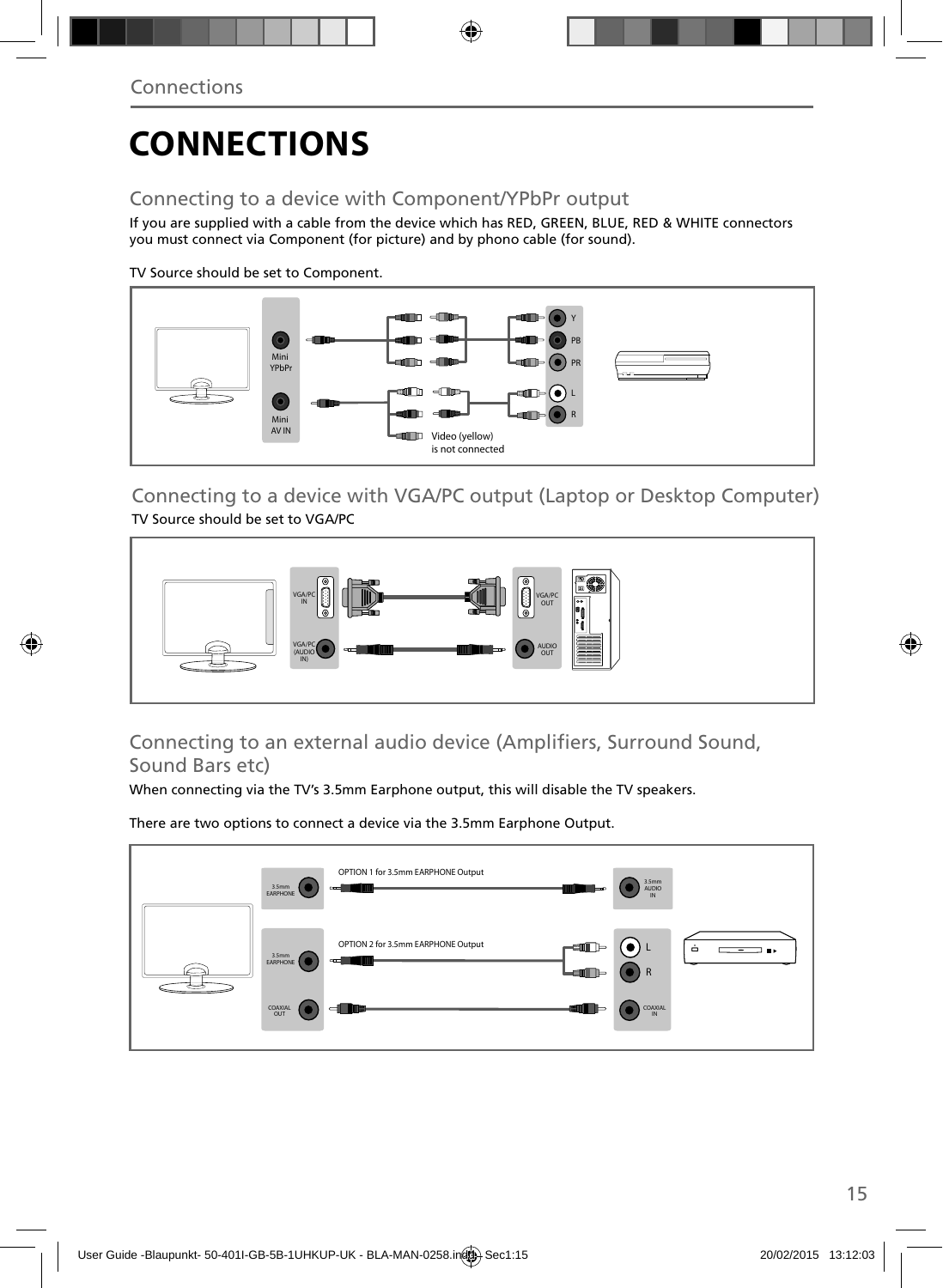# CONNECTIONS

## Connecting to a device with Component/YPbPr output

If you are supplied with a cable from the device which has RED, GREEN, BLUE, RED & WHITE connectors you must connect via Component (for picture) and by phono cable (for sound).

TV Source should be set to Component.

Mini YPbPr

Mini AV IN

Y

PB

PR

L

R

Video (yellow) is not connected

## Connecting to a device with VGA/PC output (Laptop or Desktop Computer)

TV Source should be set to VGA/PC

VGA/PC IN

VGA/PC (AUDIO IN)

VGA/PC OUT

AUDIO OUT

## Connecting to an external audio device (Amplifiers, Surround Sound, Sound Bars etc)

When connecting via the TV's 3.5mm Earphone output, this will disable the TV speakers.

There are two options to connect a device via the 3.5mm Earphone Output.

OPTION 1 for 3.5mm EARPHONE Output

3.5mm EARPHONE

3.5mm AUDIO IN

OPTION 2 for 3.5mm EARPHONE Output

3.5mm EARPHONE

L

R

COAXIAL OUT

COAXIAL IN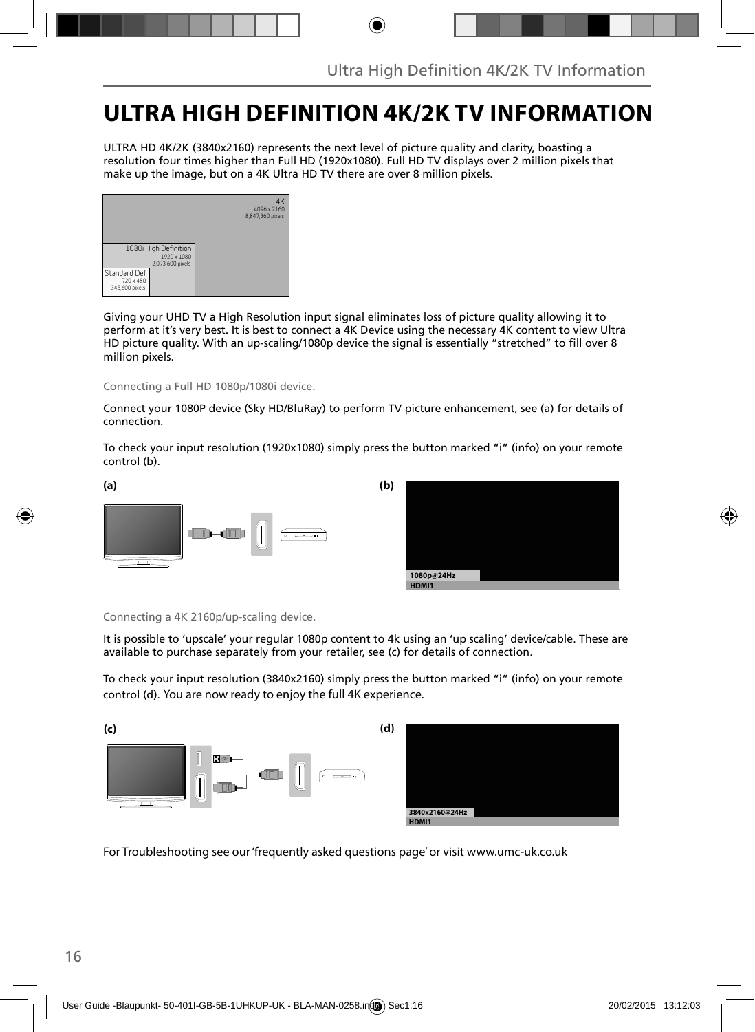# ULTRA HIGH DEFINITION 4K/2K TV INFORMATION

ULTRA HD 4K/2K (3840x2160) represents the next level of picture quality and clarity, boasting a resolution four times higher than Full HD (1920x1080). Full HD TV displays over 2 million pixels that make up the image, but on a 4K Ultra HD TV there are over 8 million pixels.

4K
4096 x 2160
8,847,360 pixels

1080i High Definition
1920 x 1080
2,073,600 pixels

Standard Def
720 x 480
345,600 pixels

Giving your UHD TV a High Resolution input signal eliminates loss of picture quality allowing it to perform at it's very best. It is best to connect a 4K Device using the necessary 4K content to view Ultra HD picture quality. With an up-scaling/1080p device the signal is essentially "stretched" to fill over 8 million pixels.

Connecting a Full HD 1080p/1080i device.

Connect your 1080P device (Sky HD/BluRay) to perform TV picture enhancement, see (a) for details of connection.

To check your input resolution (1920x1080) simply press the button marked "i" (info) on your remote control (b).

**(a)**

**(b)**

1080p@24Hz
HDMI1

Connecting a 4K 2160p/up-scaling device.

It is possible to 'upscale' your regular 1080p content to 4k using an 'up scaling' device/cable. These are available to purchase separately from your retailer, see (c) for details of connection.

To check your input resolution (3840x2160) simply press the button marked "i" (info) on your remote control (d). You are now ready to enjoy the full 4K experience.

**(c)**

**(d)**

3840x2160@24Hz
HDMI1

For Troubleshooting see our 'frequently asked questions page' or visit www.umc-uk.co.uk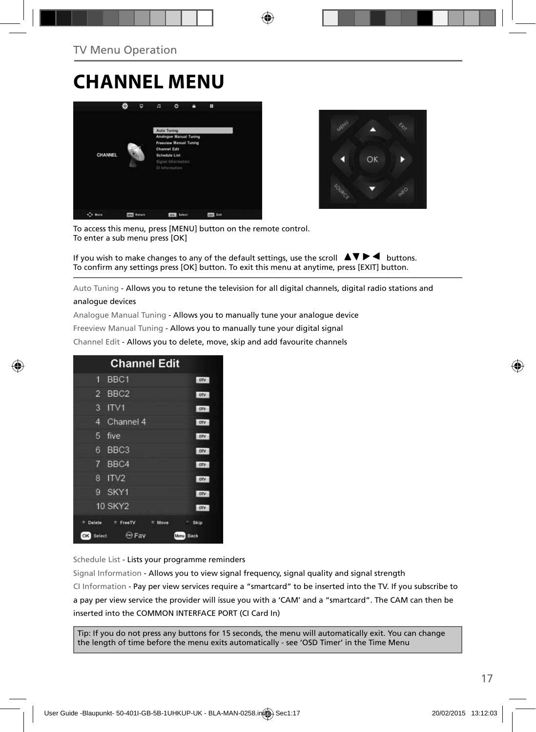# CHANNEL MENU

To access this menu, press [MENU] button on the remote control.
To enter a sub menu press [OK]

If you wish to make changes to any of the default settings, use the scroll ▲▼▶◀ buttons.
To confirm any settings press [OK] button. To exit this menu at anytime, press [EXIT] button.

Auto Tuning - Allows you to retune the television for all digital channels, digital radio stations and analogue devices

Analogue Manual Tuning - Allows you to manually tune your analogue device

Freeview Manual Tuning - Allows you to manually tune your digital signal

Channel Edit - Allows you to delete, move, skip and add favourite channels

Schedule List - Lists your programme reminders

Signal Information - Allows you to view signal frequency, signal quality and signal strength

CI Information - Pay per view services require a "smartcard" to be inserted into the TV. If you subscribe to a pay per view service the provider will issue you with a 'CAM' and a "smartcard". The CAM can then be inserted into the COMMON INTERFACE PORT (CI Card In)

Tip: If you do not press any buttons for 15 seconds, the menu will automatically exit. You can change the length of time before the menu exits automatically - see 'OSD Timer' in the Time Menu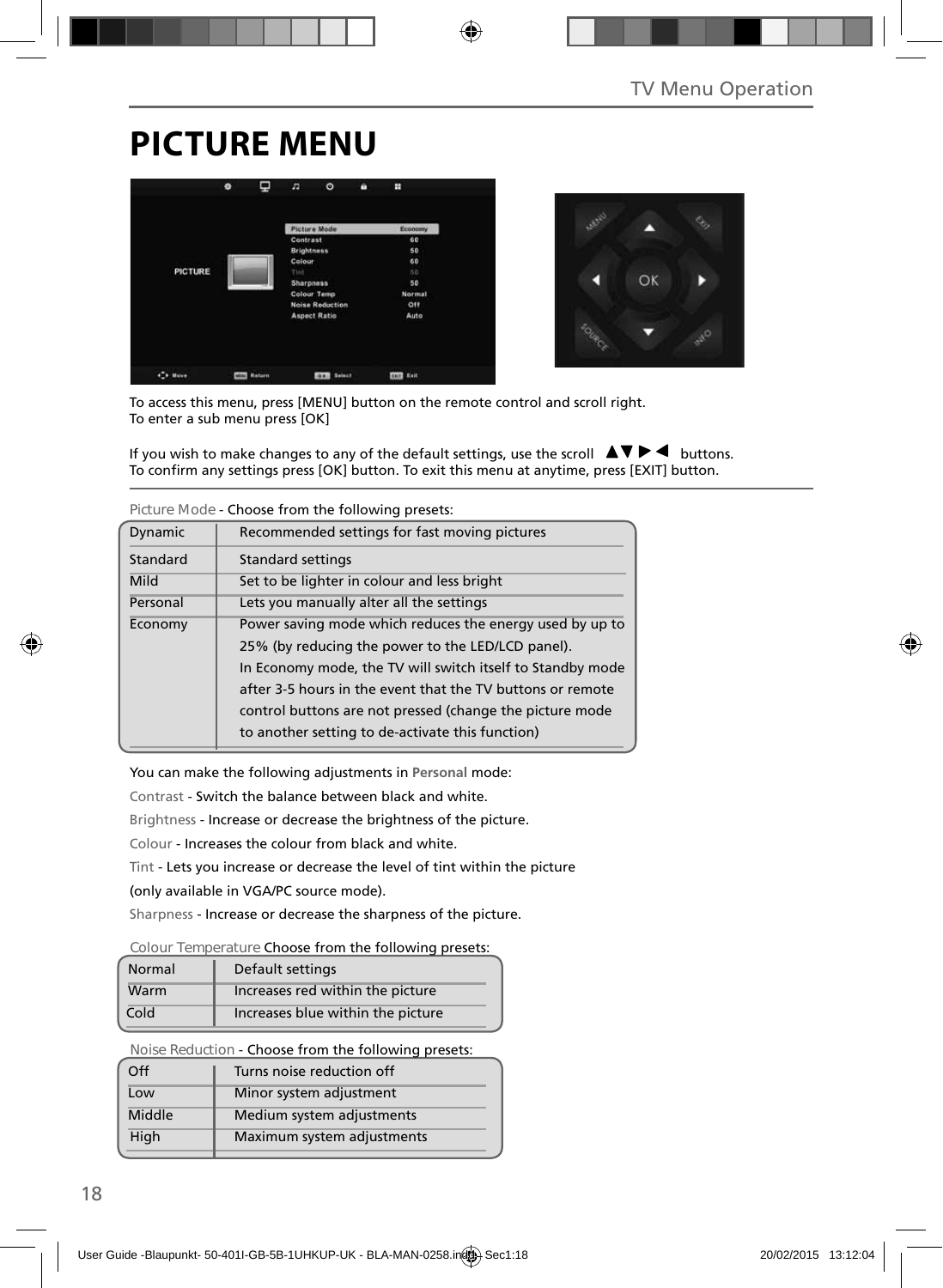# PICTURE MENU

To access this menu, press [MENU] button on the remote control and scroll right.
To enter a sub menu press [OK]

If you wish to make changes to any of the default settings, use the scroll ▲▼ ▶ ◀ buttons.
To confirm any settings press [OK] button. To exit this menu at anytime, press [EXIT] button.

Picture Mode - Choose from the following presets:

| | |
|---|---|
| Dynamic | Recommended settings for fast moving pictures |
| Standard | Standard settings |
| Mild | Set to be lighter in colour and less bright |
| Personal | Lets you manually alter all the settings |
| Economy | Power saving mode which reduces the energy used by up to 25% (by reducing the power to the LED/LCD panel). In Economy mode, the TV will switch itself to Standby mode after 3-5 hours in the event that the TV buttons or remote control buttons are not pressed (change the picture mode to another setting to de-activate this function) |

You can make the following adjustments in **Personal** mode:

Contrast - Switch the balance between black and white.

Brightness - Increase or decrease the brightness of the picture.

Colour - Increases the colour from black and white.

Tint - Lets you increase or decrease the level of tint within the picture (only available in VGA/PC source mode).

Sharpness - Increase or decrease the sharpness of the picture.

Colour Temperature Choose from the following presets:

| | |
|---|---|
| Normal | Default settings |
| Warm | Increases red within the picture |
| Cold | Increases blue within the picture |

Noise Reduction - Choose from the following presets:

| | |
|---|---|
| Off | Turns noise reduction off |
| Low | Minor system adjustment |
| Middle | Medium system adjustments |
| High | Maximum system adjustments |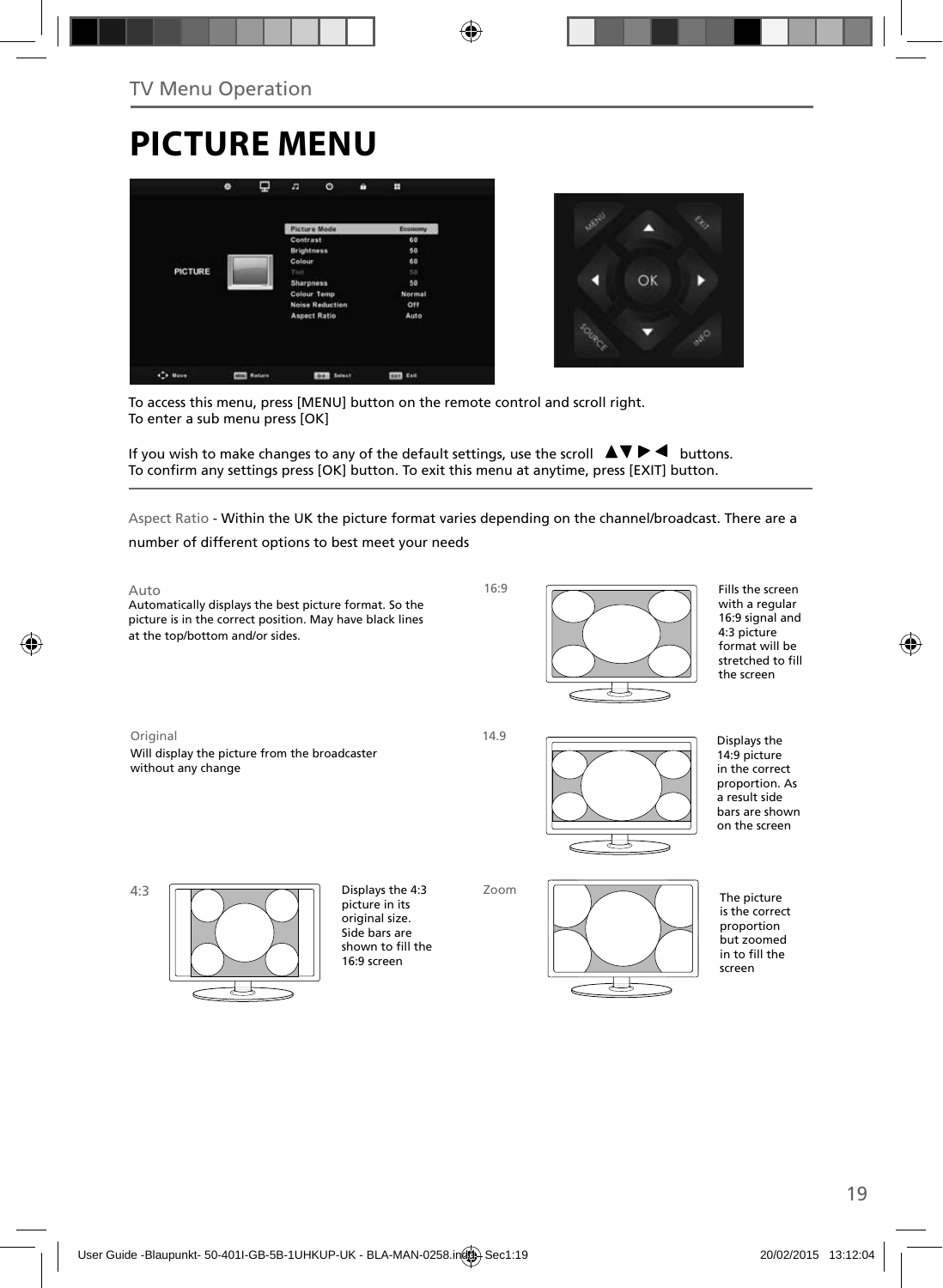TV Menu Operation

# PICTURE MENU

To access this menu, press [MENU] button on the remote control and scroll right.
To enter a sub menu press [OK]

If you wish to make changes to any of the default settings, use the scroll ▲▼▶◀ buttons.
To confirm any settings press [OK] button. To exit this menu at anytime, press [EXIT] button.

Aspect Ratio - Within the UK the picture format varies depending on the channel/broadcast. There are a number of different options to best meet your needs

**Auto**
Automatically displays the best picture format. So the picture is in the correct position. May have black lines at the top/bottom and/or sides.

**16:9**
Fills the screen with a regular 16:9 signal and 4:3 picture format will be stretched to fill the screen

**Original**
Will display the picture from the broadcaster without any change

**14.9**
Displays the 14:9 picture in the correct proportion. As a result side bars are shown on the screen

**4:3**
Displays the 4:3 picture in its original size. Side bars are shown to fill the 16:9 screen

**Zoom**
The picture is the correct proportion but zoomed in to fill the screen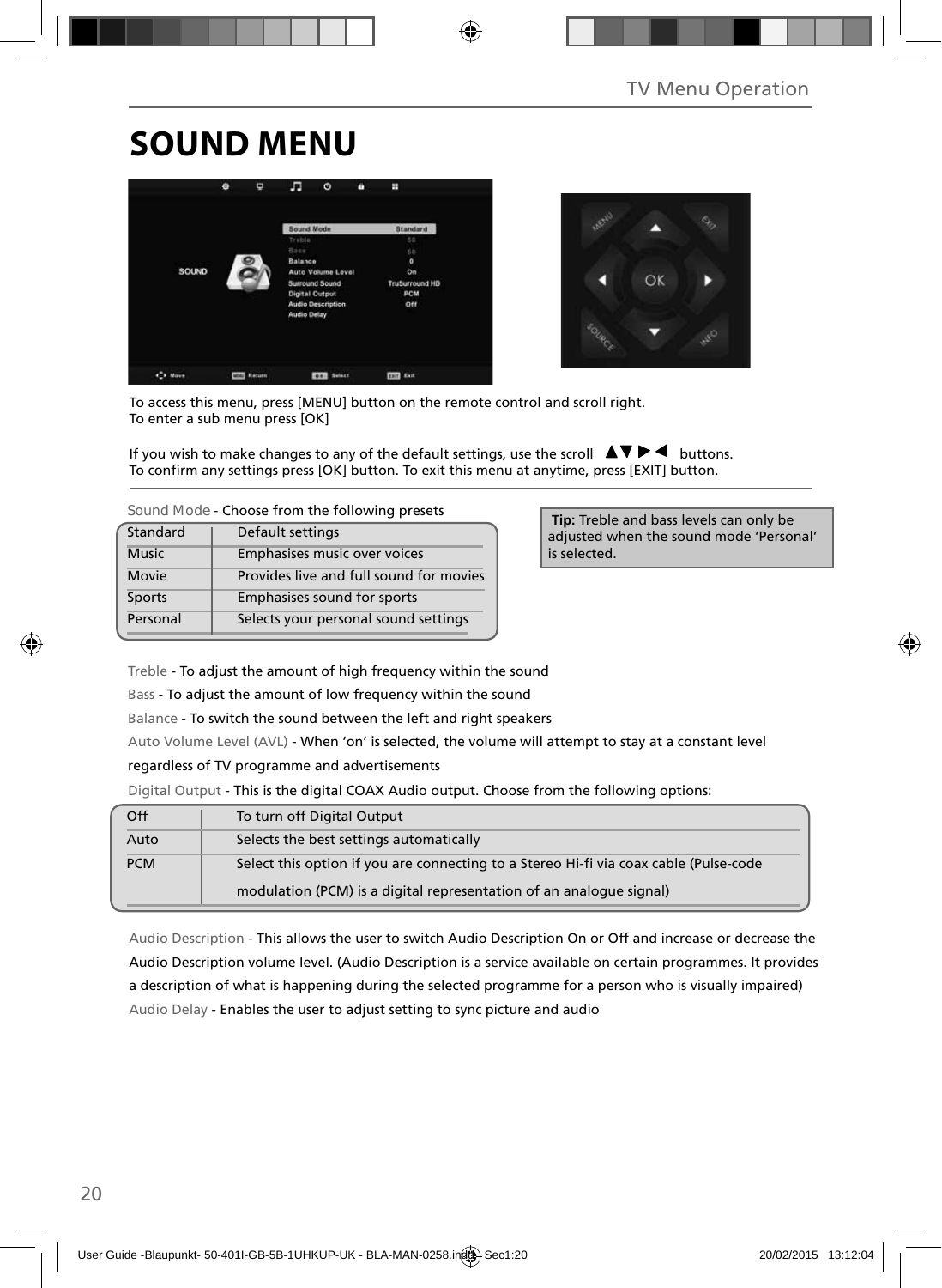## SOUND MENU

To access this menu, press [MENU] button on the remote control and scroll right.
To enter a sub menu press [OK]

If you wish to make changes to any of the default settings, use the scroll ▲▼▶◀ buttons.
To confirm any settings press [OK] button. To exit this menu at anytime, press [EXIT] button.

Sound Mode - Choose from the following presets

| Standard | Default settings |
|---|---|
| Music | Emphasises music over voices |
| Movie | Provides live and full sound for movies |
| Sports | Emphasises sound for sports |
| Personal | Selects your personal sound settings |

**Tip:** Treble and bass levels can only be adjusted when the sound mode 'Personal' is selected.

Treble - To adjust the amount of high frequency within the sound

Bass - To adjust the amount of low frequency within the sound

Balance - To switch the sound between the left and right speakers

Auto Volume Level (AVL) - When 'on' is selected, the volume will attempt to stay at a constant level regardless of TV programme and advertisements

Digital Output - This is the digital COAX Audio output. Choose from the following options:

| Off | To turn off Digital Output |
|---|---|
| Auto | Selects the best settings automatically |
| PCM | Select this option if you are connecting to a Stereo Hi-fi via coax cable (Pulse-code modulation (PCM) is a digital representation of an analogue signal) |

Audio Description - This allows the user to switch Audio Description On or Off and increase or decrease the Audio Description volume level. (Audio Description is a service available on certain programmes. It provides a description of what is happening during the selected programme for a person who is visually impaired)

Audio Delay - Enables the user to adjust setting to sync picture and audio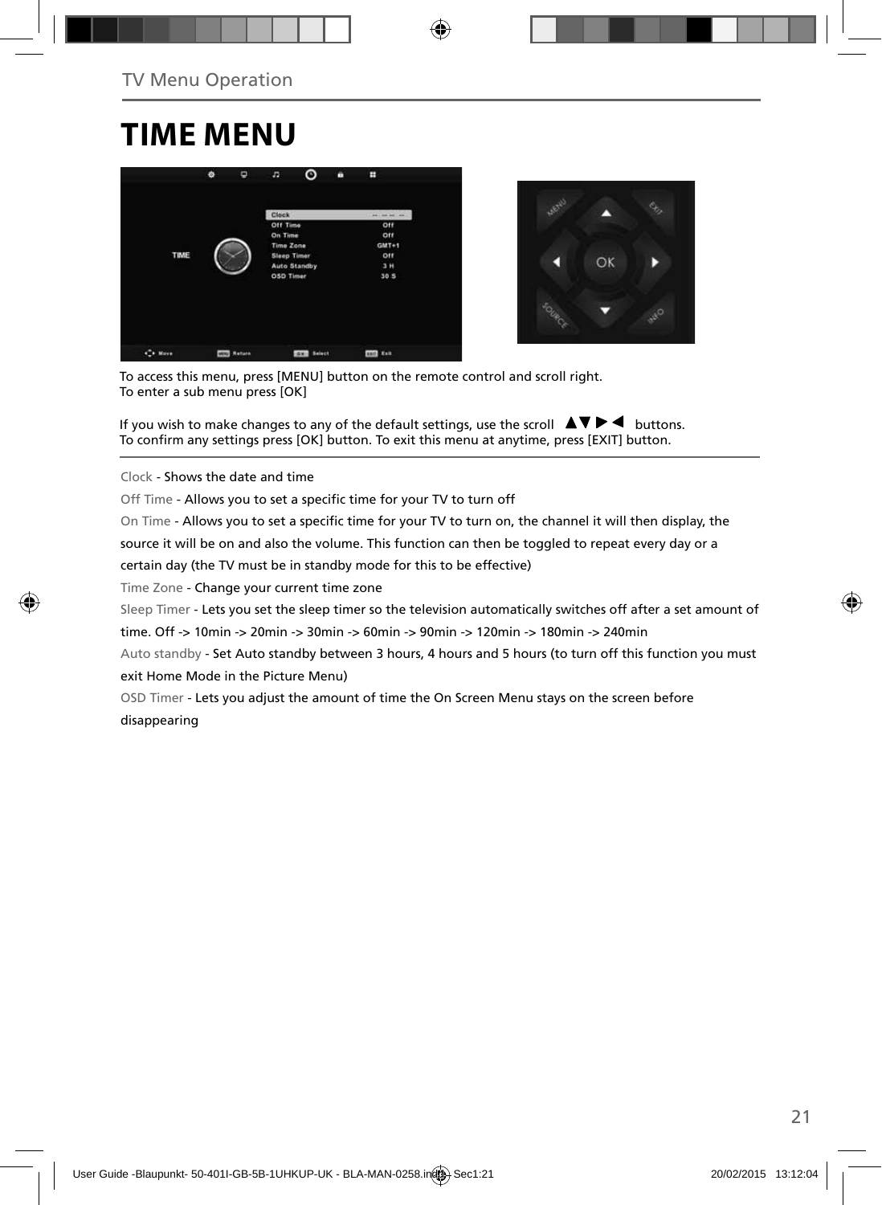# TIME MENU

To access this menu, press [MENU] button on the remote control and scroll right.
To enter a sub menu press [OK]

If you wish to make changes to any of the default settings, use the scroll ▲▼▶◀ buttons.
To confirm any settings press [OK] button. To exit this menu at anytime, press [EXIT] button.

Clock - Shows the date and time

Off Time - Allows you to set a specific time for your TV to turn off

On Time - Allows you to set a specific time for your TV to turn on, the channel it will then display, the source it will be on and also the volume. This function can then be toggled to repeat every day or a certain day (the TV must be in standby mode for this to be effective)

Time Zone - Change your current time zone

Sleep Timer - Lets you set the sleep timer so the television automatically switches off after a set amount of time. Off -> 10min -> 20min -> 30min -> 60min -> 90min -> 120min -> 180min -> 240min

Auto standby - Set Auto standby between 3 hours, 4 hours and 5 hours (to turn off this function you must exit Home Mode in the Picture Menu)

OSD Timer - Lets you adjust the amount of time the On Screen Menu stays on the screen before disappearing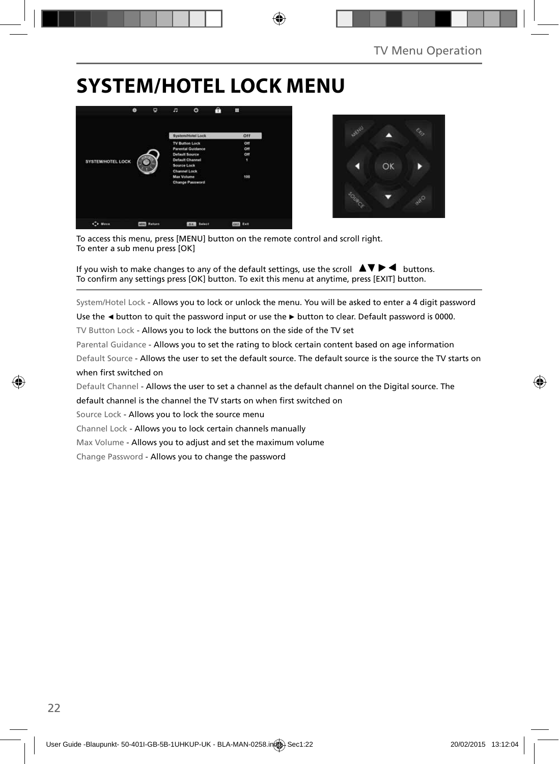# SYSTEM/HOTEL LOCK MENU

To access this menu, press [MENU] button on the remote control and scroll right.
To enter a sub menu press [OK]

If you wish to make changes to any of the default settings, use the scroll ▲▼ ▶ ◀ buttons.
To confirm any settings press [OK] button. To exit this menu at anytime, press [EXIT] button.

System/Hotel Lock - Allows you to lock or unlock the menu. You will be asked to enter a 4 digit password
Use the ◄ button to quit the password input or use the ► button to clear. Default password is 0000.

TV Button Lock - Allows you to lock the buttons on the side of the TV set

Parental Guidance - Allows you to set the rating to block certain content based on age information

Default Source - Allows the user to set the default source. The default source is the source the TV starts on when first switched on

Default Channel - Allows the user to set a channel as the default channel on the Digital source. The default channel is the channel the TV starts on when first switched on

Source Lock - Allows you to lock the source menu

Channel Lock - Allows you to lock certain channels manually

Max Volume - Allows you to adjust and set the maximum volume

Change Password - Allows you to change the password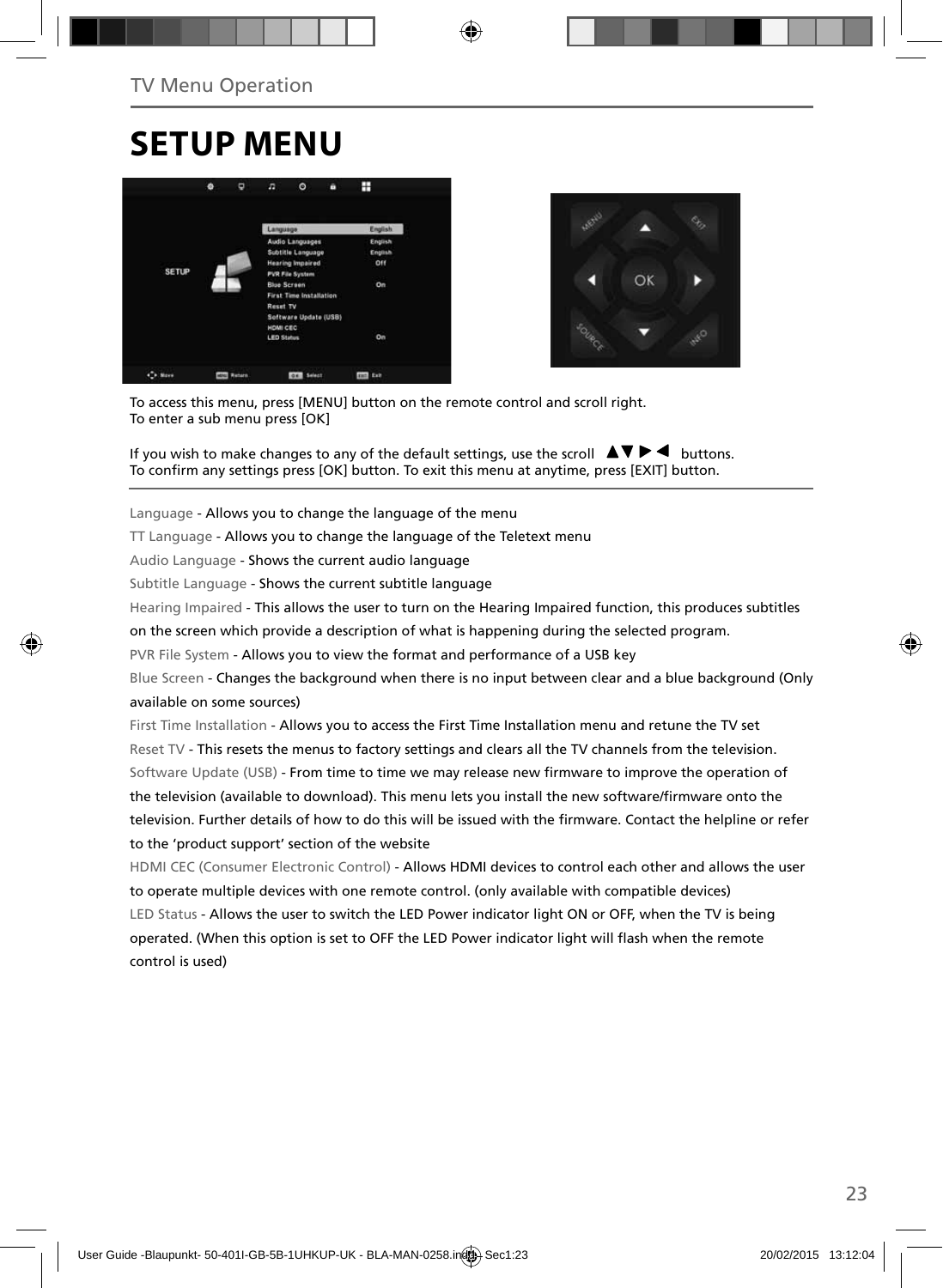TV Menu Operation

# SETUP MENU

To access this menu, press [MENU] button on the remote control and scroll right.
To enter a sub menu press [OK]

If you wish to make changes to any of the default settings, use the scroll ▲▼▶◀ buttons.
To confirm any settings press [OK] button. To exit this menu at anytime, press [EXIT] button.

Language - Allows you to change the language of the menu

TT Language - Allows you to change the language of the Teletext menu

Audio Language - Shows the current audio language

Subtitle Language - Shows the current subtitle language

Hearing Impaired - This allows the user to turn on the Hearing Impaired function, this produces subtitles on the screen which provide a description of what is happening during the selected program.

PVR File System - Allows you to view the format and performance of a USB key

Blue Screen - Changes the background when there is no input between clear and a blue background (Only available on some sources)

First Time Installation - Allows you to access the First Time Installation menu and retune the TV set

Reset TV - This resets the menus to factory settings and clears all the TV channels from the television.

Software Update (USB) - From time to time we may release new firmware to improve the operation of the television (available to download). This menu lets you install the new software/firmware onto the television. Further details of how to do this will be issued with the firmware. Contact the helpline or refer to the 'product support' section of the website

HDMI CEC (Consumer Electronic Control) - Allows HDMI devices to control each other and allows the user to operate multiple devices with one remote control. (only available with compatible devices)

LED Status - Allows the user to switch the LED Power indicator light ON or OFF, when the TV is being operated. (When this option is set to OFF the LED Power indicator light will flash when the remote control is used)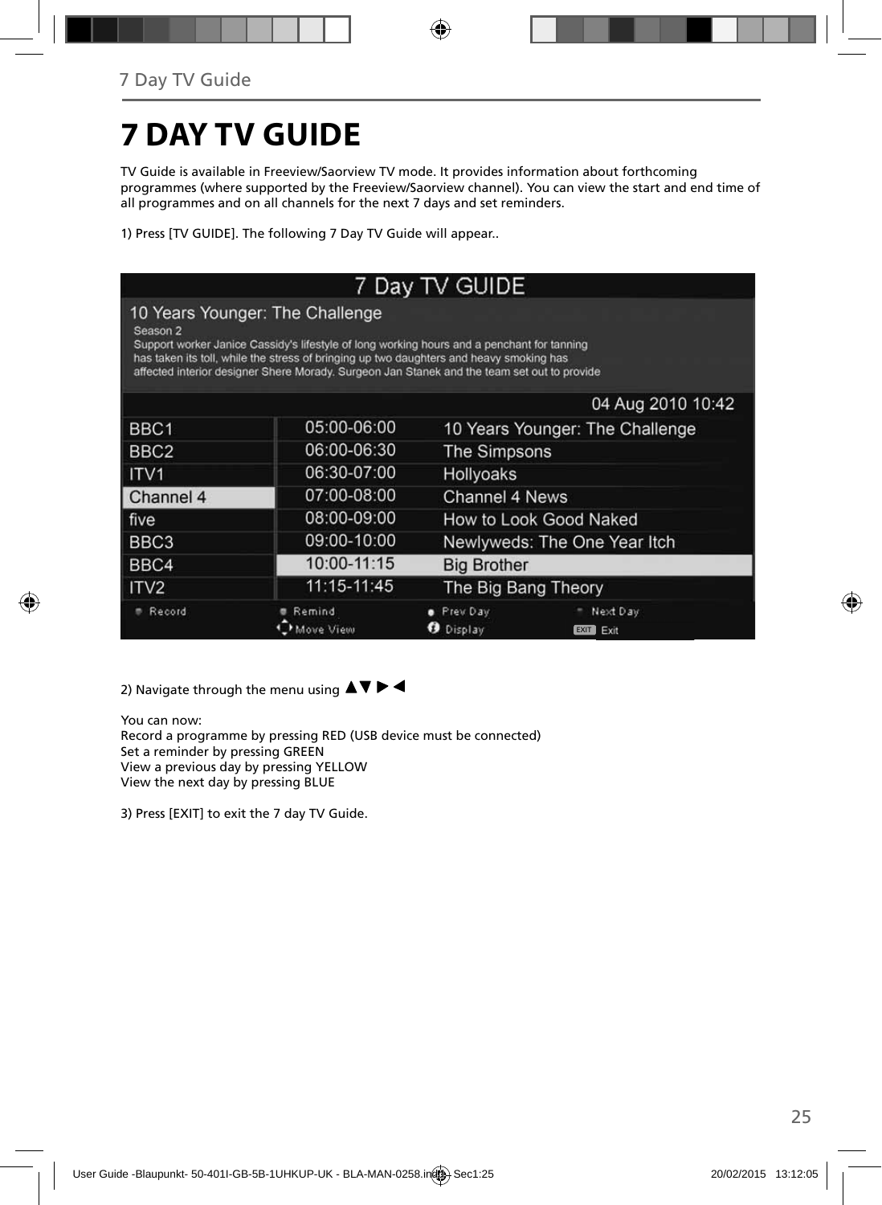# 7 DAY TV GUIDE

TV Guide is available in Freeview/Saorview TV mode. It provides information about forthcoming programmes (where supported by the Freeview/Saorview channel). You can view the start and end time of all programmes and on all channels for the next 7 days and set reminders.

1) Press [TV GUIDE]. The following 7 Day TV Guide will appear..

7 Day TV GUIDE

10 Years Younger: The Challenge

Season 2

Support worker Janice Cassidy's lifestyle of long working hours and a penchant for tanning has taken its toll, while the stress of bringing up two daughters and heavy smoking has affected interior designer Shere Morady. Surgeon Jan Stanek and the team set out to provide

04 Aug 2010 10:42

| | | |
|---|---|---|
| BBC1 | 05:00-06:00 | 10 Years Younger: The Challenge |
| BBC2 | 06:00-06:30 | The Simpsons |
| ITV1 | 06:30-07:00 | Hollyoaks |
| Channel 4 | 07:00-08:00 | Channel 4 News |
| five | 08:00-09:00 | How to Look Good Naked |
| BBC3 | 09:00-10:00 | Newlyweds: The One Year Itch |
| BBC4 | 10:00-11:15 | Big Brother |
| ITV2 | 11:15-11:45 | The Big Bang Theory |

Record  Remind  Prev Day  Next Day  
Move View  Display  EXIT Exit

2) Navigate through the menu using ▲▼ ▶ ◀

You can now:  
Record a programme by pressing RED (USB device must be connected)  
Set a reminder by pressing GREEN  
View a previous day by pressing YELLOW  
View the next day by pressing BLUE

3) Press [EXIT] to exit the 7 day TV Guide.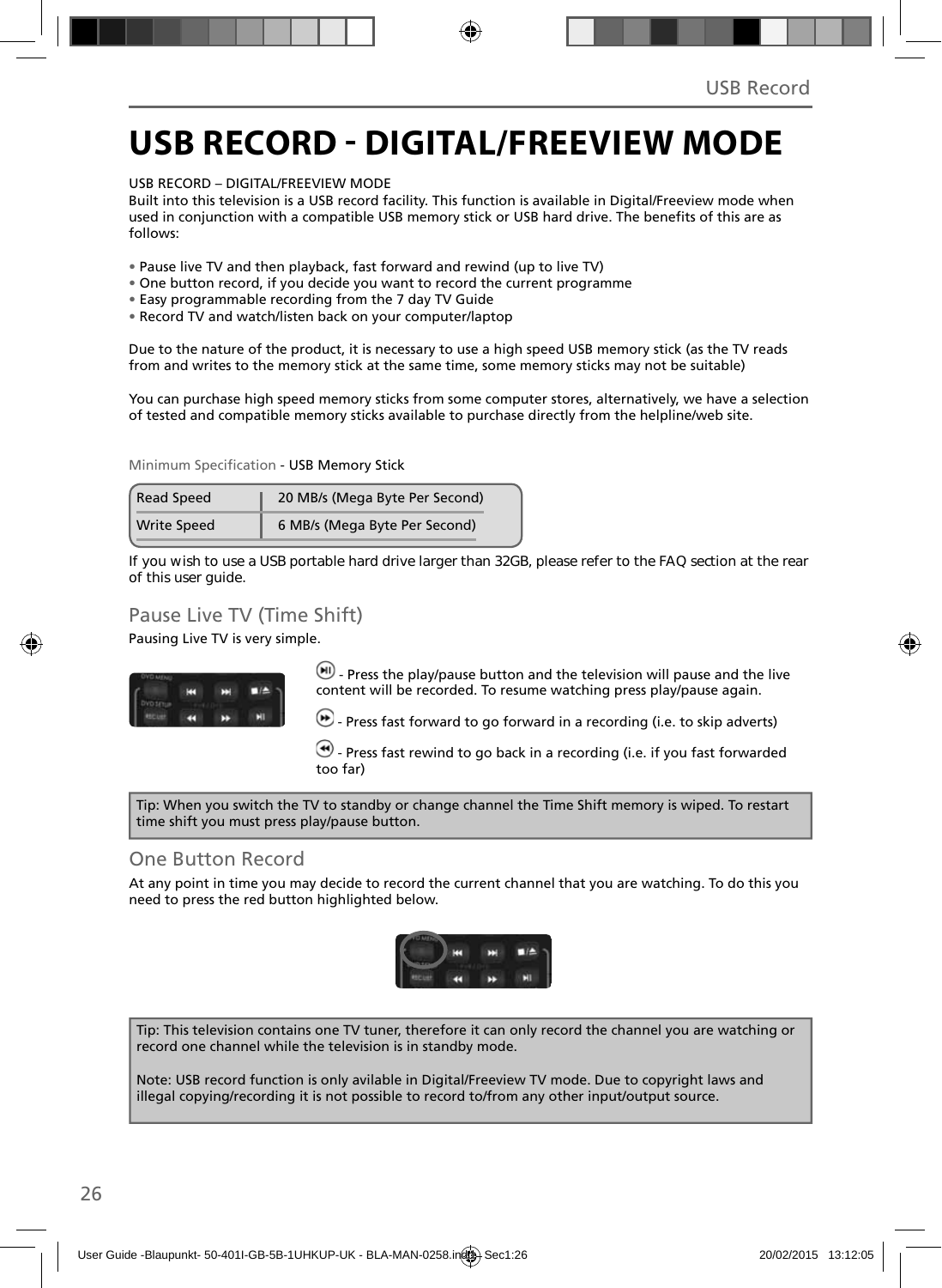# USB RECORD - DIGITAL/FREEVIEW MODE

USB RECORD – DIGITAL/FREEVIEW MODE
Built into this television is a USB record facility. This function is available in Digital/Freeview mode when used in conjunction with a compatible USB memory stick or USB hard drive. The benefits of this are as follows:

- Pause live TV and then playback, fast forward and rewind (up to live TV)
- One button record, if you decide you want to record the current programme
- Easy programmable recording from the 7 day TV Guide
- Record TV and watch/listen back on your computer/laptop

Due to the nature of the product, it is necessary to use a high speed USB memory stick (as the TV reads from and writes to the memory stick at the same time, some memory sticks may not be suitable)

You can purchase high speed memory sticks from some computer stores, alternatively, we have a selection of tested and compatible memory sticks available to purchase directly from the helpline/web site.

Minimum Specification - USB Memory Stick

| | |
|---|---|
| Read Speed | 20 MB/s (Mega Byte Per Second) |
| Write Speed | 6 MB/s (Mega Byte Per Second) |

If you wish to use a USB portable hard drive larger than 32GB, please refer to the FAQ section at the rear of this user guide.

## Pause Live TV (Time Shift)

Pausing Live TV is very simple.

- Press the play/pause button and the television will pause and the live content will be recorded. To resume watching press play/pause again.

- Press fast forward to go forward in a recording (i.e. to skip adverts)

- Press fast rewind to go back in a recording (i.e. if you fast forwarded too far)

Tip: When you switch the TV to standby or change channel the Time Shift memory is wiped. To restart time shift you must press play/pause button.

## One Button Record

At any point in time you may decide to record the current channel that you are watching. To do this you need to press the red button highlighted below.

Tip: This television contains one TV tuner, therefore it can only record the channel you are watching or record one channel while the television is in standby mode.

Note: USB record function is only avilable in Digital/Freeview TV mode. Due to copyright laws and illegal copying/recording it is not possible to record to/from any other input/output source.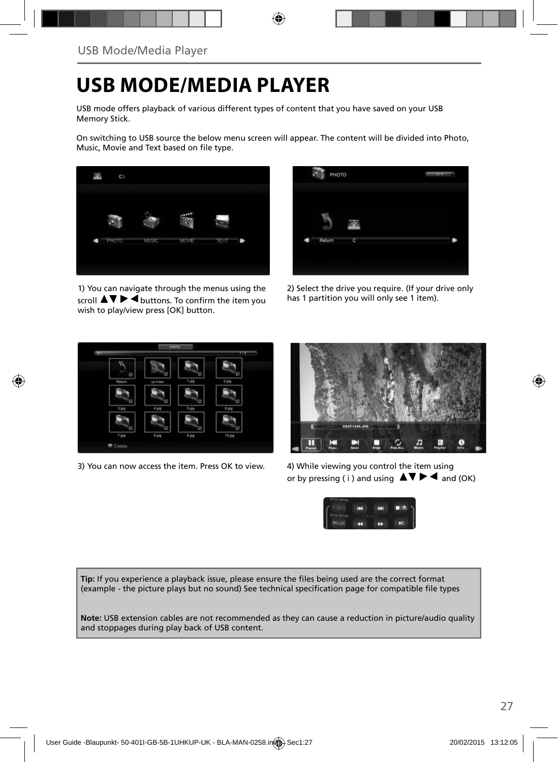# USB MODE/MEDIA PLAYER

USB mode offers playback of various different types of content that you have saved on your USB Memory Stick.

On switching to USB source the below menu screen will appear. The content will be divided into Photo, Music, Movie and Text based on file type.

1) You can navigate through the menus using the scroll ▲▼ ▶ ◀ buttons. To confirm the item you wish to play/view press [OK] button.

2) Select the drive you require. (If your drive only has 1 partition you will only see 1 item).

3) You can now access the item. Press OK to view.

4) While viewing you control the item using or by pressing ( i ) and using ▲▼ ▶ ◀ and (OK)

**Tip:** If you experience a playback issue, please ensure the files being used are the correct format (example - the picture plays but no sound) See technical specification page for compatible file types

**Note:** USB extension cables are not recommended as they can cause a reduction in picture/audio quality and stoppages during play back of USB content.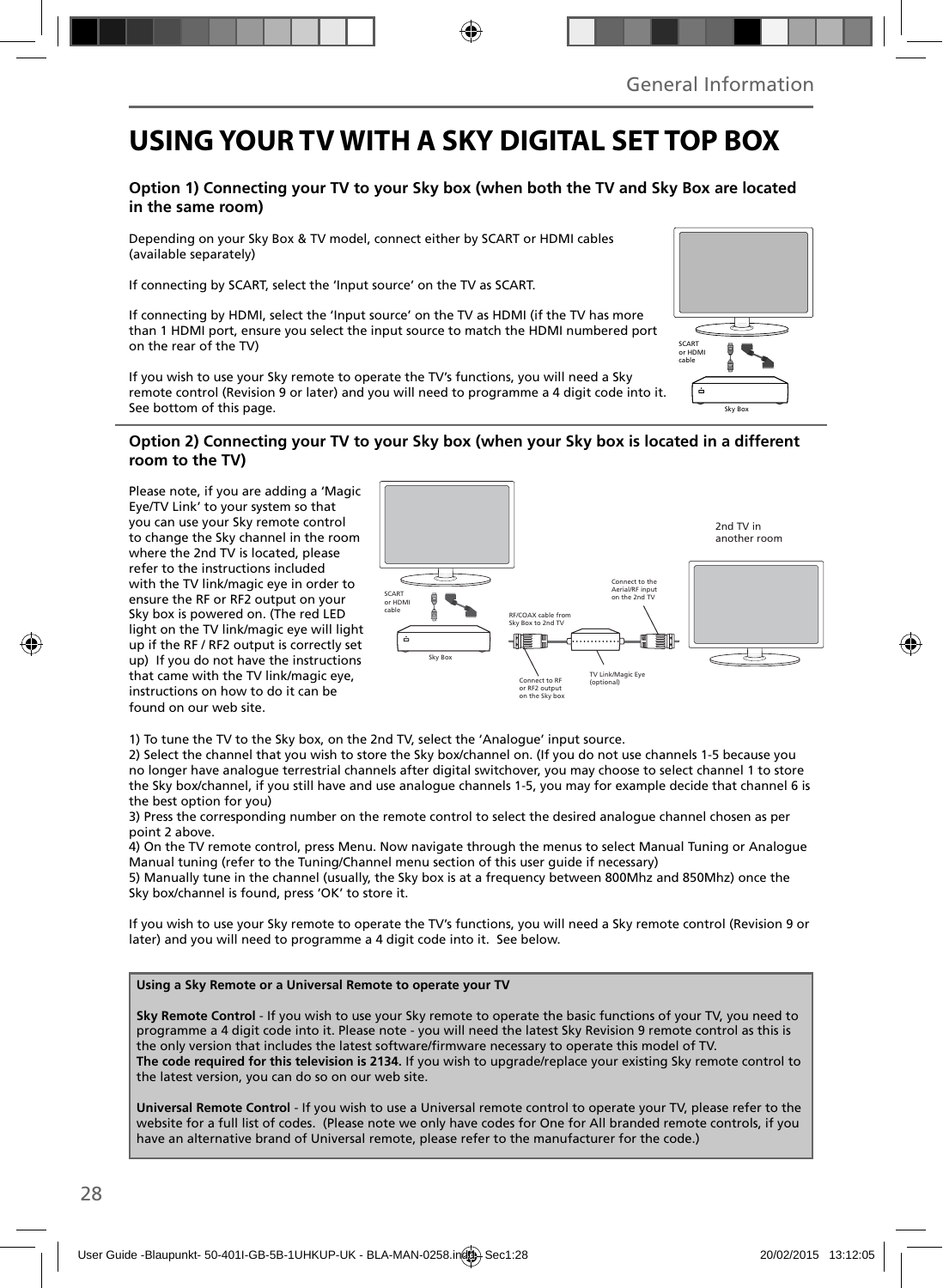# USING YOUR TV WITH A SKY DIGITAL SET TOP BOX

### Option 1) Connecting your TV to your Sky box (when both the TV and Sky Box are located in the same room)

Depending on your Sky Box & TV model, connect either by SCART or HDMI cables (available separately)

If connecting by SCART, select the 'Input source' on the TV as SCART.

If connecting by HDMI, select the 'Input source' on the TV as HDMI (if the TV has more than 1 HDMI port, ensure you select the input source to match the HDMI numbered port on the rear of the TV)

If you wish to use your Sky remote to operate the TV's functions, you will need a Sky remote control (Revision 9 or later) and you will need to programme a 4 digit code into it. See bottom of this page.

SCART or HDMI cable

Sky Box

### Option 2) Connecting your TV to your Sky box (when your Sky box is located in a different room to the TV)

Please note, if you are adding a 'Magic Eye/TV Link' to your system so that you can use your Sky remote control to change the Sky channel in the room where the 2nd TV is located, please refer to the instructions included with the TV link/magic eye in order to ensure the RF or RF2 output on your Sky box is powered on. (The red LED light on the TV link/magic eye will light up if the RF / RF2 output is correctly set up) If you do not have the instructions that came with the TV link/magic eye, instructions on how to do it can be found on our web site.

SCART or HDMI cable

Sky Box

RF/COAX cable from Sky Box to 2nd TV

Connect to RF or RF2 output on the Sky box

TV Link/Magic Eye (optional)

Connect to the Aerial/RF input on the 2nd TV

2nd TV in another room

1) To tune the TV to the Sky box, on the 2nd TV, select the 'Analogue' input source.
2) Select the channel that you wish to store the Sky box/channel on. (If you do not use channels 1-5 because you no longer have analogue terrestrial channels after digital switchover, you may choose to select channel 1 to store the Sky box/channel, if you still have and use analogue channels 1-5, you may for example decide that channel 6 is the best option for you)
3) Press the corresponding number on the remote control to select the desired analogue channel chosen as per point 2 above.
4) On the TV remote control, press Menu. Now navigate through the menus to select Manual Tuning or Analogue Manual tuning (refer to the Tuning/Channel menu section of this user guide if necessary)
5) Manually tune in the channel (usually, the Sky box is at a frequency between 800Mhz and 850Mhz) once the Sky box/channel is found, press 'OK' to store it.

If you wish to use your Sky remote to operate the TV's functions, you will need a Sky remote control (Revision 9 or later) and you will need to programme a 4 digit code into it. See below.

**Using a Sky Remote or a Universal Remote to operate your TV**

**Sky Remote Control** - If you wish to use your Sky remote to operate the basic functions of your TV, you need to programme a 4 digit code into it. Please note - you will need the latest Sky Revision 9 remote control as this is the only version that includes the latest software/firmware necessary to operate this model of TV.
**The code required for this television is 2134.** If you wish to upgrade/replace your existing Sky remote control to the latest version, you can do so on our web site.

**Universal Remote Control** - If you wish to use a Universal remote control to operate your TV, please refer to the website for a full list of codes. (Please note we only have codes for One for All branded remote controls, if you have an alternative brand of Universal remote, please refer to the manufacturer for the code.)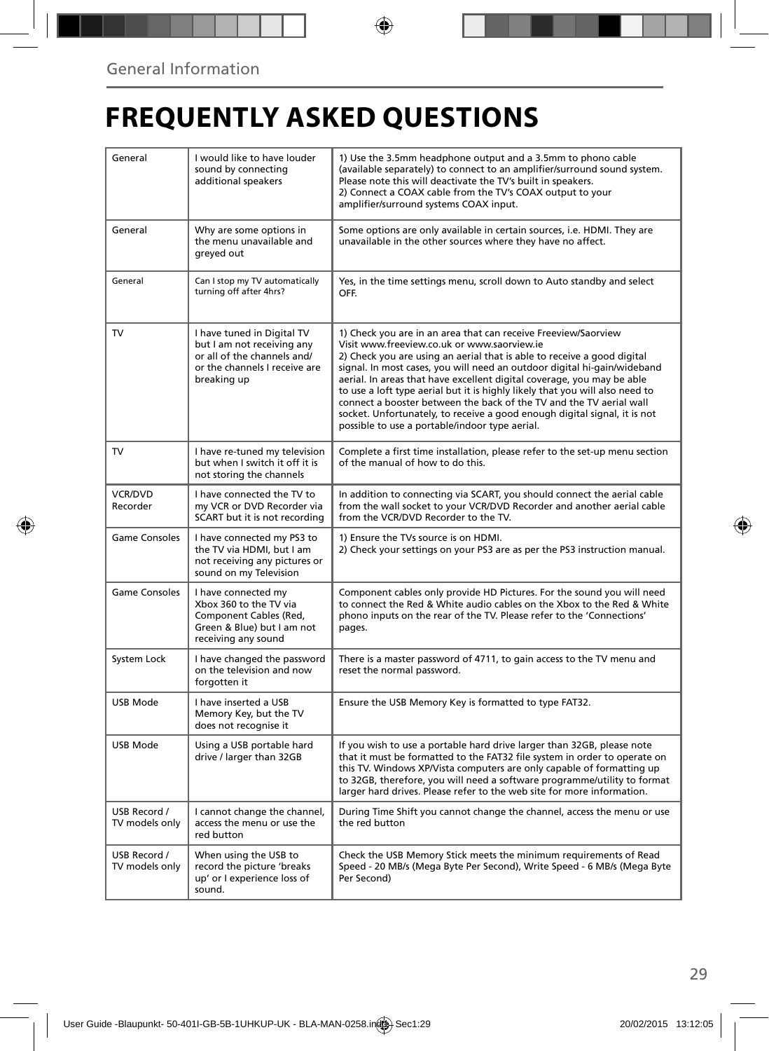General Information

# FREQUENTLY ASKED QUESTIONS

| | | |
|---|---|---|
| General | I would like to have louder sound by connecting additional speakers | 1) Use the 3.5mm headphone output and a 3.5mm to phono cable (available separately) to connect to an amplifier/surround sound system. Please note this will deactivate the TV's built in speakers.<br>2) Connect a COAX cable from the TV's COAX output to your amplifier/surround systems COAX input. |
| General | Why are some options in the menu unavailable and greyed out | Some options are only available in certain sources, i.e. HDMI. They are unavailable in the other sources where they have no affect. |
| General | Can I stop my TV automatically turning off after 4hrs? | Yes, in the time settings menu, scroll down to Auto standby and select OFF. |
| TV | I have tuned in Digital TV but I am not receiving any or all of the channels and/ or the channels I receive are breaking up | 1) Check you are in an area that can receive Freeview/Saorview Visit www.freeview.co.uk or www.saorview.ie<br>2) Check you are using an aerial that is able to receive a good digital signal. In most cases, you will need an outdoor digital hi-gain/wideband aerial. In areas that have excellent digital coverage, you may be able to use a loft type aerial but it is highly likely that you will also need to connect a booster between the back of the TV and the TV aerial wall socket. Unfortunately, to receive a good enough digital signal, it is not possible to use a portable/indoor type aerial. |
| TV | I have re-tuned my television but when I switch it off it is not storing the channels | Complete a first time installation, please refer to the set-up menu section of the manual of how to do this. |
| VCR/DVD Recorder | I have connected the TV to my VCR or DVD Recorder via SCART but it is not recording | In addition to connecting via SCART, you should connect the aerial cable from the wall socket to your VCR/DVD Recorder and another aerial cable from the VCR/DVD Recorder to the TV. |
| Game Consoles | I have connected my PS3 to the TV via HDMI, but I am not receiving any pictures or sound on my Television | 1) Ensure the TVs source is on HDMI.<br>2) Check your settings on your PS3 are as per the PS3 instruction manual. |
| Game Consoles | I have connected my Xbox 360 to the TV via Component Cables (Red, Green & Blue) but I am not receiving any sound | Component cables only provide HD Pictures. For the sound you will need to connect the Red & White audio cables on the Xbox to the Red & White phono inputs on the rear of the TV. Please refer to the 'Connections' pages. |
| System Lock | I have changed the password on the television and now forgotten it | There is a master password of 4711, to gain access to the TV menu and reset the normal password. |
| USB Mode | I have inserted a USB Memory Key, but the TV does not recognise it | Ensure the USB Memory Key is formatted to type FAT32. |
| USB Mode | Using a USB portable hard drive / larger than 32GB | If you wish to use a portable hard drive larger than 32GB, please note that it must be formatted to the FAT32 file system in order to operate on this TV. Windows XP/Vista computers are only capable of formatting up to 32GB, therefore, you will need a software programme/utility to format larger hard drives. Please refer to the web site for more information. |
| USB Record / TV models only | I cannot change the channel, access the menu or use the red button | During Time Shift you cannot change the channel, access the menu or use the red button |
| USB Record / TV models only | When using the USB to record the picture 'breaks up' or I experience loss of sound. | Check the USB Memory Stick meets the minimum requirements of Read Speed - 20 MB/s (Mega Byte Per Second), Write Speed - 6 MB/s (Mega Byte Per Second) |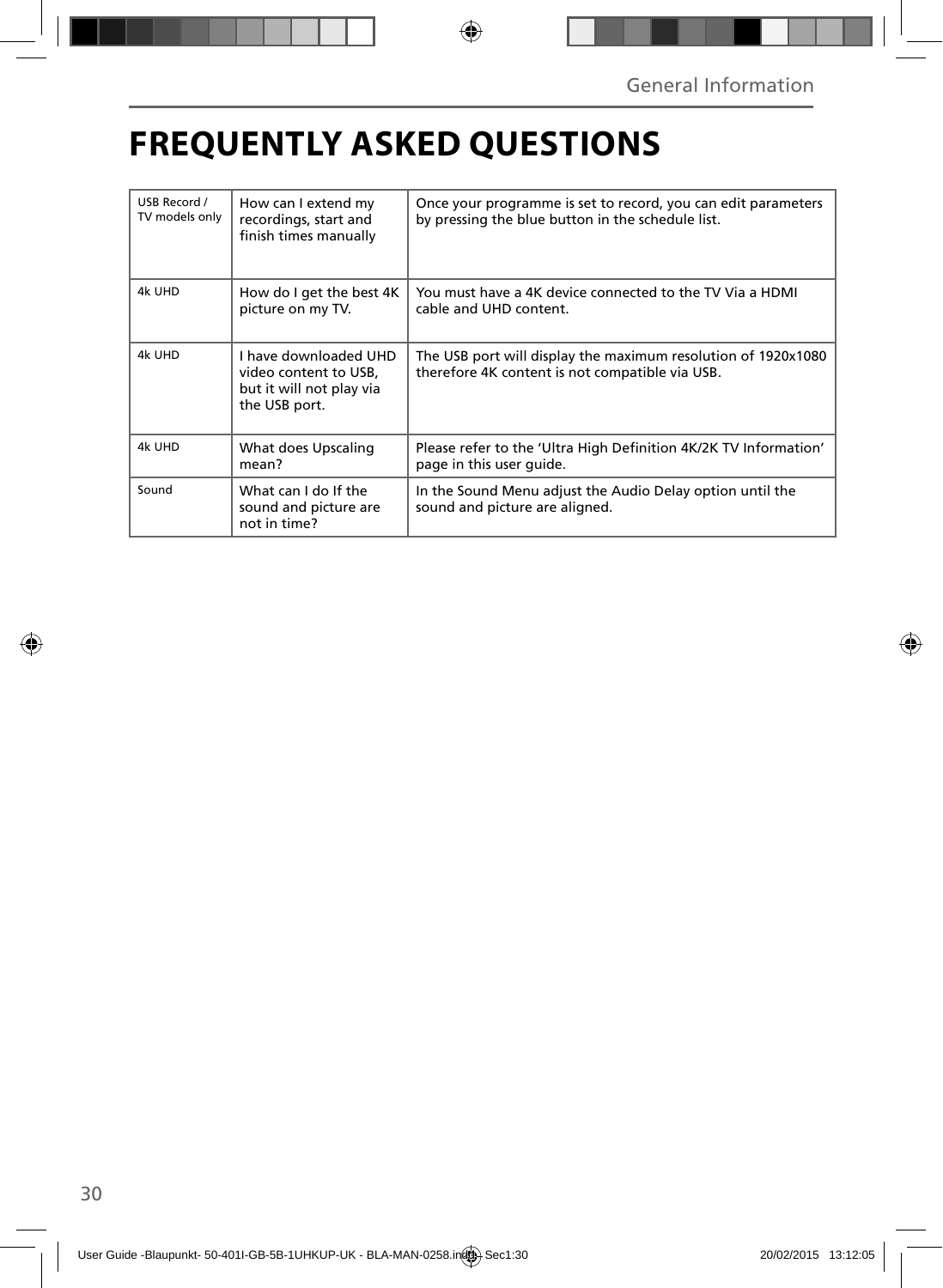# FREQUENTLY ASKED QUESTIONS

| | | |
|---|---|---|
| USB Record / TV models only | How can I extend my recordings, start and finish times manually | Once your programme is set to record, you can edit parameters by pressing the blue button in the schedule list. |
| 4k UHD | How do I get the best 4K picture on my TV. | You must have a 4K device connected to the TV Via a HDMI cable and UHD content. |
| 4k UHD | I have downloaded UHD video content to USB, but it will not play via the USB port. | The USB port will display the maximum resolution of 1920x1080 therefore 4K content is not compatible via USB. |
| 4k UHD | What does Upscaling mean? | Please refer to the 'Ultra High Definition 4K/2K TV Information' page in this user guide. |
| Sound | What can I do If the sound and picture are not in time? | In the Sound Menu adjust the Audio Delay option until the sound and picture are aligned. |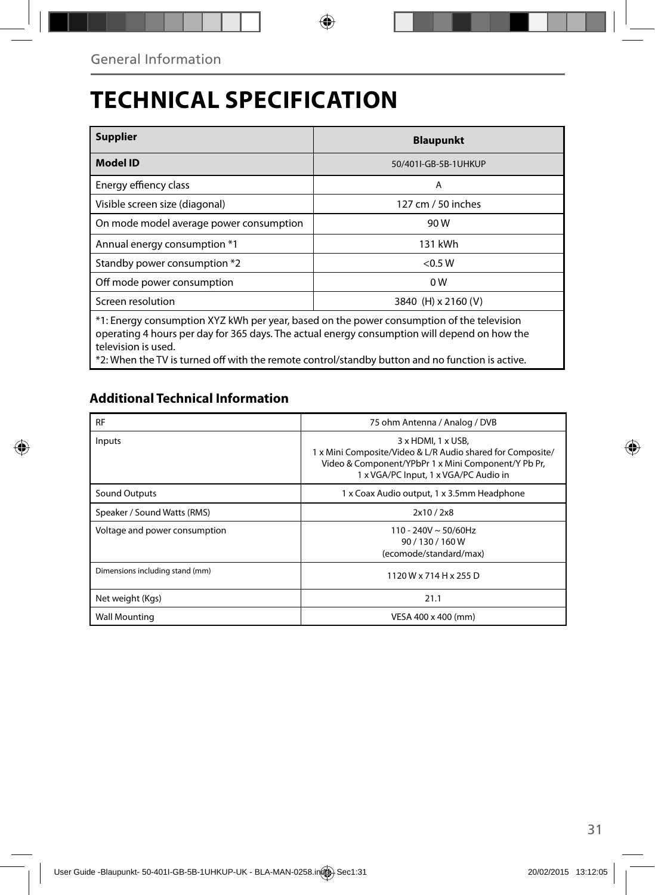General Information

# TECHNICAL SPECIFICATION

| **Supplier** | **Blaupunkt** |
|---|---|
| **Model ID** | 50/401I-GB-5B-1UHKUP |
| Energy effiency class | A |
| Visible screen size (diagonal) | 127 cm / 50 inches |
| On mode model average power consumption | 90 W |
| Annual energy consumption *1 | 131 kWh |
| Standby power consumption *2 | <0.5 W |
| Off mode power consumption | 0 W |
| Screen resolution | 3840 (H) x 2160 (V) |

*1: Energy consumption XYZ kWh per year, based on the power consumption of the television operating 4 hours per day for 365 days. The actual energy consumption will depend on how the television is used.
*2: When the TV is turned off with the remote control/standby button and no function is active.

## Additional Technical Information

| | |
|---|---|
| RF | 75 ohm Antenna / Analog / DVB |
| Inputs | 3 x HDMI, 1 x USB, 1 x Mini Composite/Video & L/R Audio shared for Composite/ Video & Component/YPbPr 1 x Mini Component/Y Pb Pr, 1 x VGA/PC Input, 1 x VGA/PC Audio in |
| Sound Outputs | 1 x Coax Audio output, 1 x 3.5mm Headphone |
| Speaker / Sound Watts (RMS) | 2x10 / 2x8 |
| Voltage and power consumption | 110 - 240V ~ 50/60Hz 90 / 130 / 160 W (ecomode/standard/max) |
| Dimensions including stand (mm) | 1120 W x 714 H x 255 D |
| Net weight (Kgs) | 21.1 |
| Wall Mounting | VESA 400 x 400 (mm) |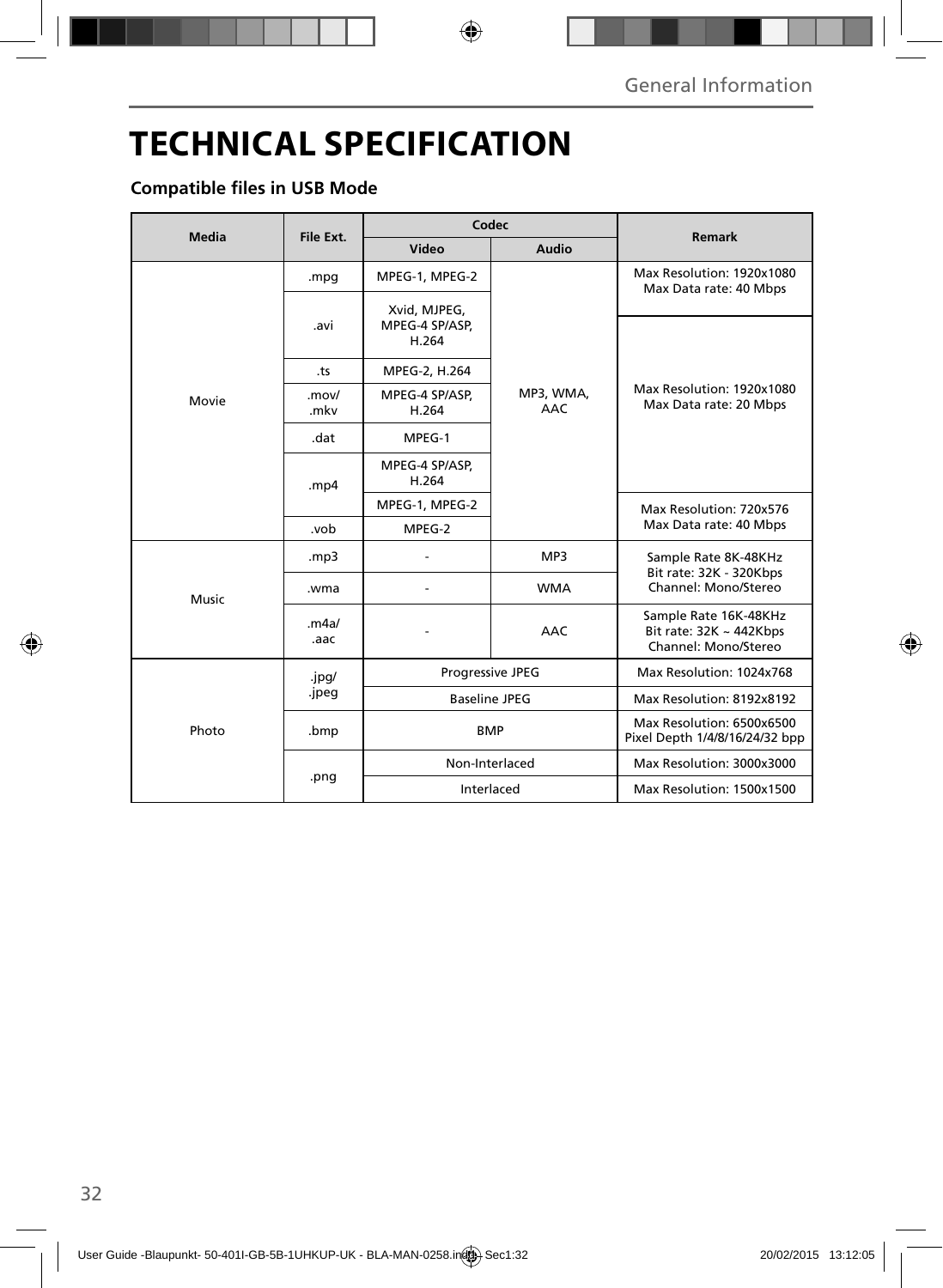# TECHNICAL SPECIFICATION

### Compatible files in USB Mode

| Media | File Ext. | Codec | | Remark |
|---|---|---|---|---|
| | | Video | Audio | |
| Movie | .mpg | MPEG-1, MPEG-2 | MP3, WMA, AAC | Max Resolution: 1920x1080 Max Data rate: 40 Mbps |
| | .avi | Xvid, MJPEG, MPEG-4 SP/ASP, H.264 | | Max Resolution: 1920x1080 Max Data rate: 20 Mbps |
| | .ts | MPEG-2, H.264 | | |
| | .mov/ .mkv | MPEG-4 SP/ASP, H.264 | | |
| | .dat | MPEG-1 | | |
| | .mp4 | MPEG-4 SP/ASP, H.264 | | |
| | | MPEG-1, MPEG-2 | | Max Resolution: 720x576 Max Data rate: 40 Mbps |
| | .vob | MPEG-2 | | |
| Music | .mp3 | - | MP3 | Sample Rate 8K-48KHz Bit rate: 32K - 320Kbps Channel: Mono/Stereo |
| | .wma | - | WMA | |
| | .m4a/ .aac | - | AAC | Sample Rate 16K-48KHz Bit rate: 32K ~ 442Kbps Channel: Mono/Stereo |
| Photo | .jpg/ .jpeg | Progressive JPEG | | Max Resolution: 1024x768 |
| | | Baseline JPEG | | Max Resolution: 8192x8192 |
| | .bmp | BMP | | Max Resolution: 6500x6500 Pixel Depth 1/4/8/16/24/32 bpp |
| | .png | Non-Interlaced | | Max Resolution: 3000x3000 |
| | | Interlaced | | Max Resolution: 1500x1500 |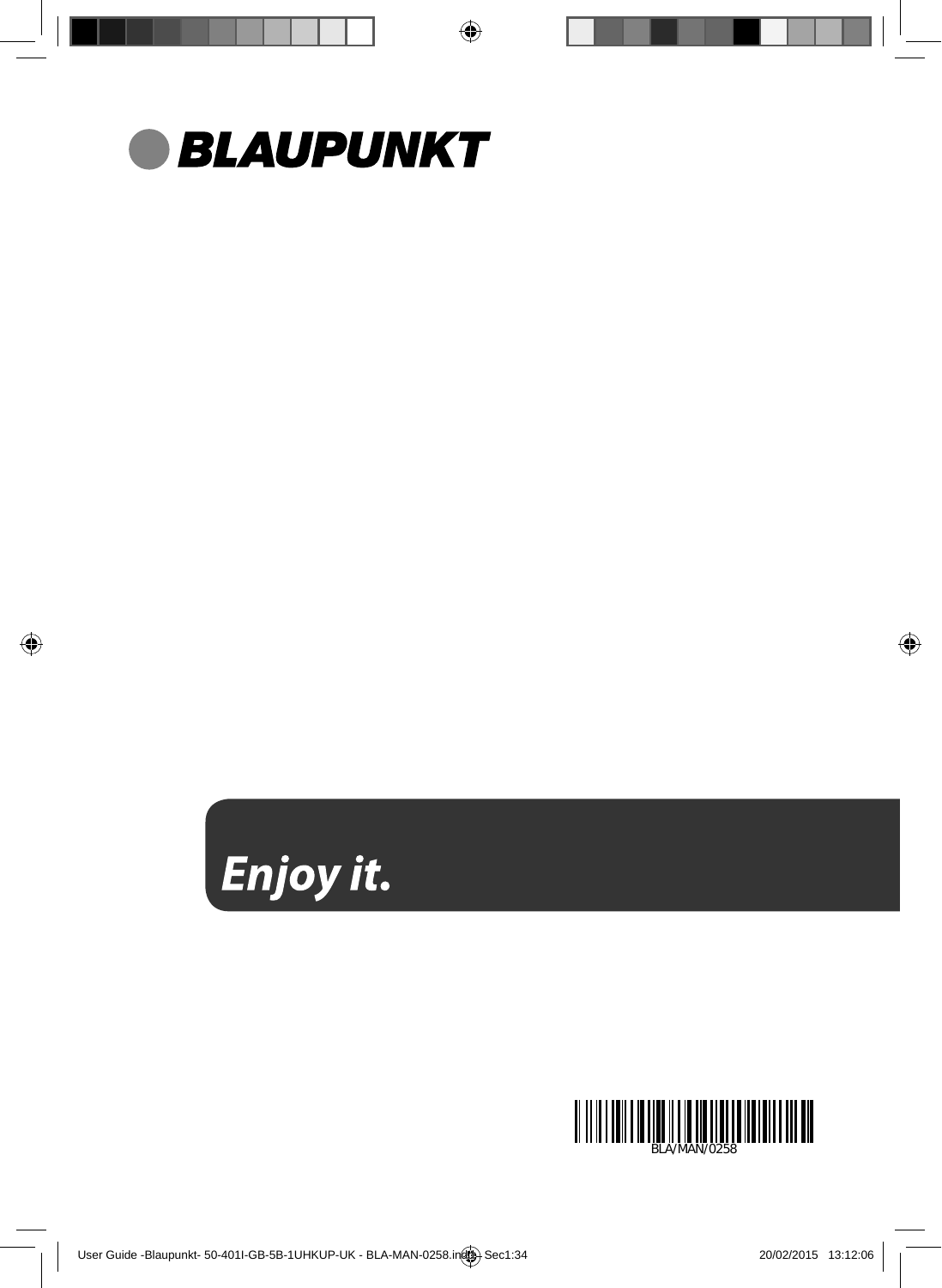BLAUPUNKT

*Enjoy it.*

BLA/MAN/0258